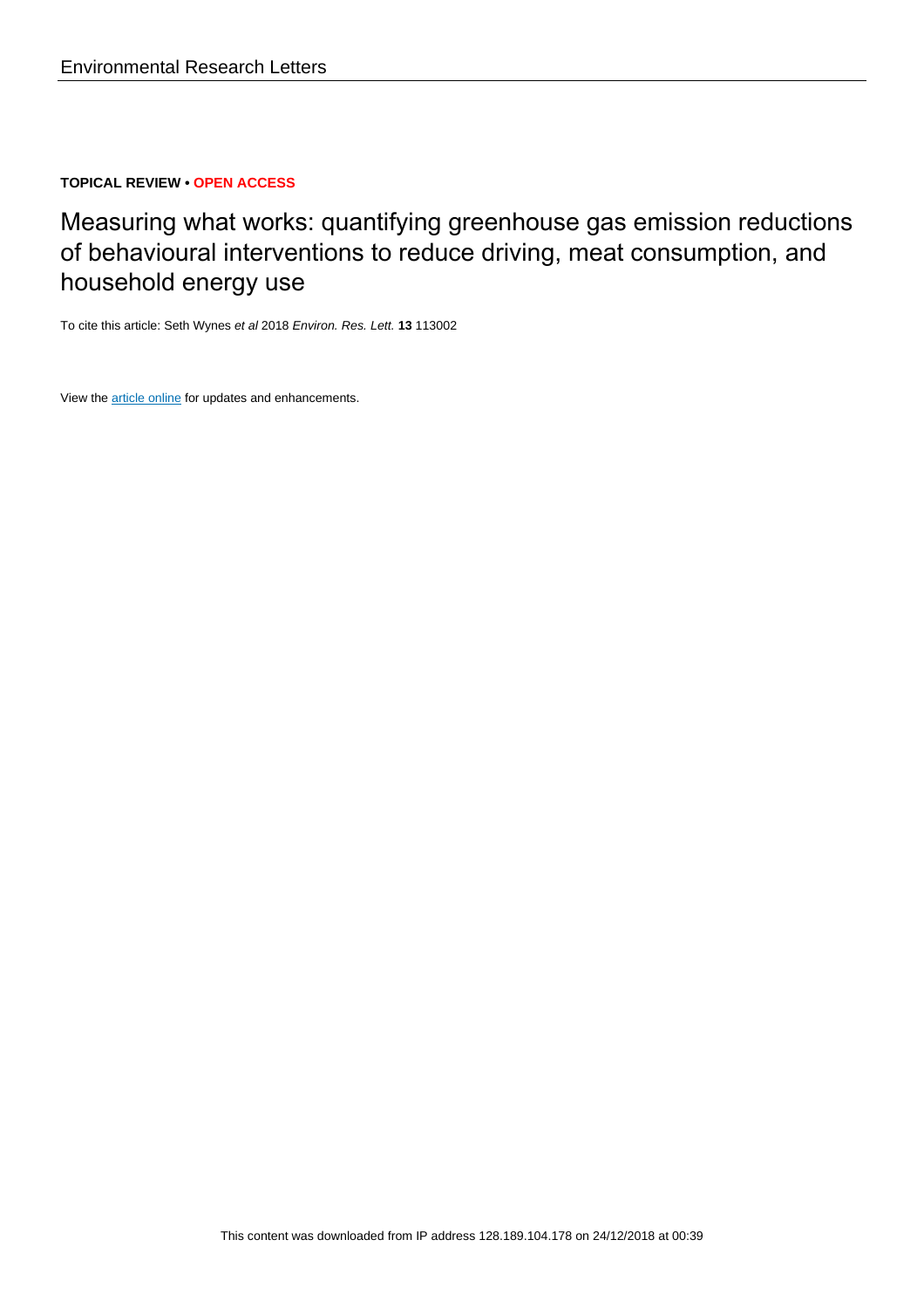Environmental Research Letters

**TOPICAL REVIEW • OPEN ACCESS**

# Measuring what works: quantifying greenhouse gas emission reductions of behavioural interventions to reduce driving, meat consumption, and household energy use

To cite this article: Seth Wynes *et al* 2018 *Environ. Res. Lett.* **13** 113002

View the article online for updates and enhancements.

This content was downloaded from IP address 128.189.104.178 on 24/12/2018 at 00:39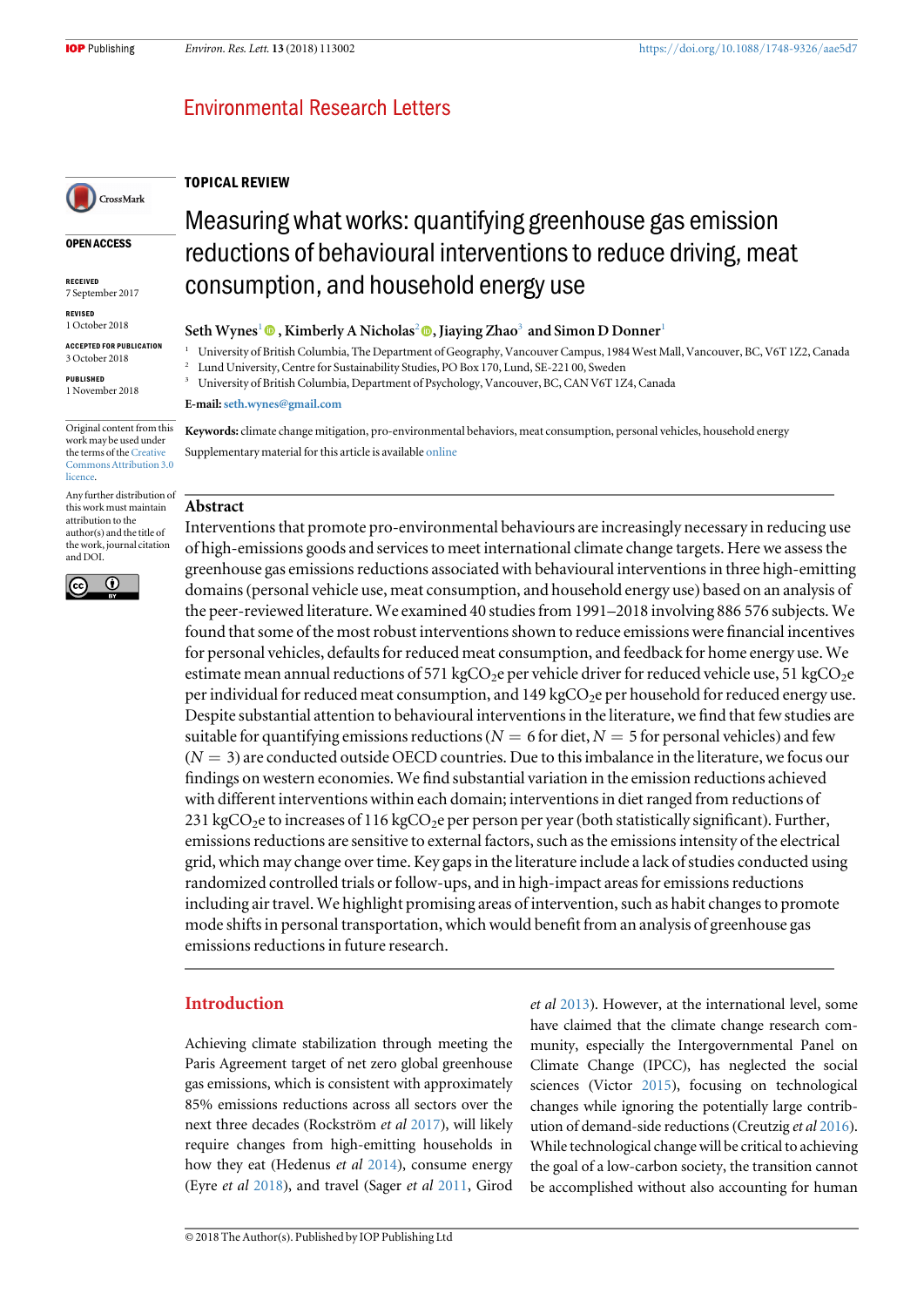TOPICAL REVIEW

# Measuring what works: quantifying greenhouse gas emission reductions of behavioural interventions to reduce driving, meat consumption, and household energy use

**Seth Wynes**[1], **Kimberly A Nicholas**[2], **Jiaying Zhao**[3] and **Simon D Donner**[1]

[1] University of British Columbia, The Department of Geography, Vancouver Campus, 1984 West Mall, Vancouver, BC, V6T 1Z2, Canada

[2] Lund University, Centre for Sustainability Studies, PO Box 170, Lund, SE-221 00, Sweden

[3] University of British Columbia, Department of Psychology, Vancouver, BC, CAN V6T 1Z4, Canada

**E-mail:** seth.wynes@gmail.com

**OPEN ACCESS**

RECEIVED
7 September 2017

REVISED
1 October 2018

ACCEPTED FOR PUBLICATION
3 October 2018

PUBLISHED
1 November 2018

Original content from this work may be used under the terms of the Creative Commons Attribution 3.0 licence.

Any further distribution of this work must maintain attribution to the author(s) and the title of the work, journal citation and DOI.

**Keywords:** climate change mitigation, pro-environmental behaviors, meat consumption, personal vehicles, household energy

Supplementary material for this article is available online

## Abstract

Interventions that promote pro-environmental behaviours are increasingly necessary in reducing use of high-emissions goods and services to meet international climate change targets. Here we assess the greenhouse gas emissions reductions associated with behavioural interventions in three high-emitting domains (personal vehicle use, meat consumption, and household energy use) based on an analysis of the peer-reviewed literature. We examined 40 studies from 1991–2018 involving 886 576 subjects. We found that some of the most robust interventions shown to reduce emissions were financial incentives for personal vehicles, defaults for reduced meat consumption, and feedback for home energy use. We estimate mean annual reductions of 571 $kgCO_2e$ per vehicle driver for reduced vehicle use, 51 $kgCO_2e$ per individual for reduced meat consumption, and 149 $kgCO_2e$ per household for reduced energy use. Despite substantial attention to behavioural interventions in the literature, we find that few studies are suitable for quantifying emissions reductions ($N = 6$ for diet, $N = 5$ for personal vehicles) and few ($N = 3$) are conducted outside OECD countries. Due to this imbalance in the literature, we focus our findings on western economies. We find substantial variation in the emission reductions achieved with different interventions within each domain; interventions in diet ranged from reductions of 231 $kgCO_2e$ to increases of 116 $kgCO_2e$ per person per year (both statistically significant). Further, emissions reductions are sensitive to external factors, such as the emissions intensity of the electrical grid, which may change over time. Key gaps in the literature include a lack of studies conducted using randomized controlled trials or follow-ups, and in high-impact areas for emissions reductions including air travel. We highlight promising areas of intervention, such as habit changes to promote mode shifts in personal transportation, which would benefit from an analysis of greenhouse gas emissions reductions in future research.

## Introduction

Achieving climate stabilization through meeting the Paris Agreement target of net zero global greenhouse gas emissions, which is consistent with approximately 85% emissions reductions across all sectors over the next three decades (Rockström *et al* 2017), will likely require changes from high-emitting households in how they eat (Hedenus *et al* 2014), consume energy (Eyre *et al* 2018), and travel (Sager *et al* 2011, Girod *et al* 2013). However, at the international level, some have claimed that the climate change research community, especially the Intergovernmental Panel on Climate Change (IPCC), has neglected the social sciences (Victor 2015), focusing on technological changes while ignoring the potentially large contribution of demand-side reductions (Creutzig *et al* 2016). While technological change will be critical to achieving the goal of a low-carbon society, the transition cannot be accomplished without also accounting for human

© 2018 The Author(s). Published by IOP Publishing Ltd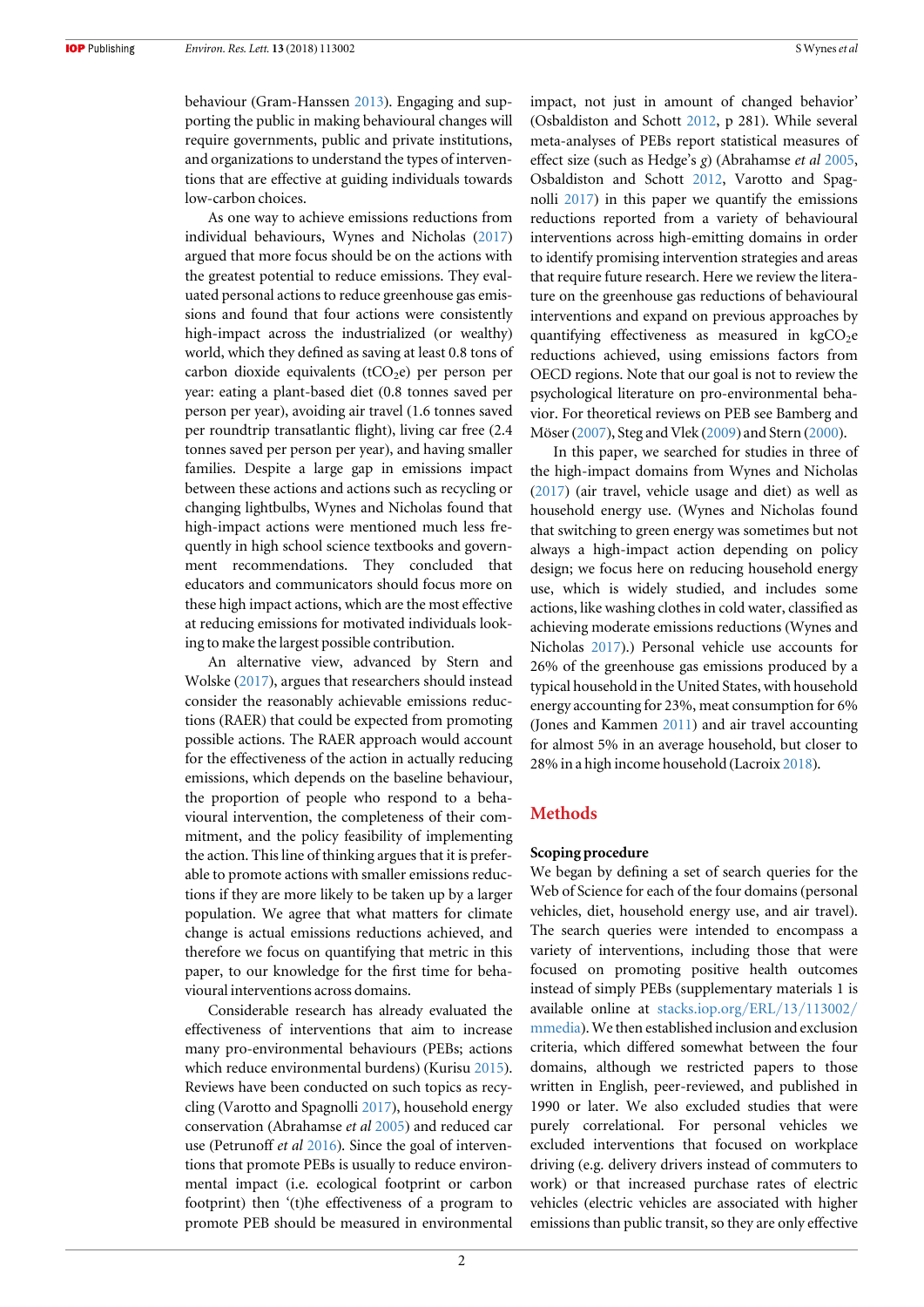behaviour (Gram-Hanssen 2013). Engaging and supporting the public in making behavioural changes will require governments, public and private institutions, and organizations to understand the types of interventions that are effective at guiding individuals towards low-carbon choices.

As one way to achieve emissions reductions from individual behaviours, Wynes and Nicholas (2017) argued that more focus should be on the actions with the greatest potential to reduce emissions. They evaluated personal actions to reduce greenhouse gas emissions and found that four actions were consistently high-impact across the industrialized (or wealthy) world, which they defined as saving at least 0.8 tons of carbon dioxide equivalents ($tCO_2e$) per person per year: eating a plant-based diet (0.8 tonnes saved per person per year), avoiding air travel (1.6 tonnes saved per roundtrip transatlantic flight), living car free (2.4 tonnes saved per person per year), and having smaller families. Despite a large gap in emissions impact between these actions and actions such as recycling or changing lightbulbs, Wynes and Nicholas found that high-impact actions were mentioned much less frequently in high school science textbooks and government recommendations. They concluded that educators and communicators should focus more on these high impact actions, which are the most effective at reducing emissions for motivated individuals looking to make the largest possible contribution.

An alternative view, advanced by Stern and Wolske (2017), argues that researchers should instead consider the reasonably achievable emissions reductions (RAER) that could be expected from promoting possible actions. The RAER approach would account for the effectiveness of the action in actually reducing emissions, which depends on the baseline behaviour, the proportion of people who respond to a behavioural intervention, the completeness of their commitment, and the policy feasibility of implementing the action. This line of thinking argues that it is preferable to promote actions with smaller emissions reductions if they are more likely to be taken up by a larger population. We agree that what matters for climate change is actual emissions reductions achieved, and therefore we focus on quantifying that metric in this paper, to our knowledge for the first time for behavioural interventions across domains.

Considerable research has already evaluated the effectiveness of interventions that aim to increase many pro-environmental behaviours (PEBs; actions which reduce environmental burdens) (Kurisu 2015). Reviews have been conducted on such topics as recycling (Varotto and Spagnolli 2017), household energy conservation (Abrahamse *et al* 2005) and reduced car use (Petrunoff *et al* 2016). Since the goal of interventions that promote PEBs is usually to reduce environmental impact (i.e. ecological footprint or carbon footprint) then '(t)he effectiveness of a program to promote PEB should be measured in environmental impact, not just in amount of changed behavior' (Osbaldiston and Schott 2012, p 281). While several meta-analyses of PEBs report statistical measures of effect size (such as Hedge's *g*) (Abrahamse *et al* 2005, Osbaldiston and Schott 2012, Varotto and Spagnolli 2017) in this paper we quantify the emissions reductions reported from a variety of behavioural interventions across high-emitting domains in order to identify promising intervention strategies and areas that require future research. Here we review the literature on the greenhouse gas reductions of behavioural interventions and expand on previous approaches by quantifying effectiveness as measured in $kgCO_2e$ reductions achieved, using emissions factors from OECD regions. Note that our goal is not to review the psychological literature on pro-environmental behavior. For theoretical reviews on PEB see Bamberg and Möser (2007), Steg and Vlek (2009) and Stern (2000).

In this paper, we searched for studies in three of the high-impact domains from Wynes and Nicholas (2017) (air travel, vehicle usage and diet) as well as household energy use. (Wynes and Nicholas found that switching to green energy was sometimes but not always a high-impact action depending on policy design; we focus here on reducing household energy use, which is widely studied, and includes some actions, like washing clothes in cold water, classified as achieving moderate emissions reductions (Wynes and Nicholas 2017).) Personal vehicle use accounts for 26% of the greenhouse gas emissions produced by a typical household in the United States, with household energy accounting for 23%, meat consumption for 6% (Jones and Kammen 2011) and air travel accounting for almost 5% in an average household, but closer to 28% in a high income household (Lacroix 2018).

## Methods

### Scoping procedure

We began by defining a set of search queries for the Web of Science for each of the four domains (personal vehicles, diet, household energy use, and air travel). The search queries were intended to encompass a variety of interventions, including those that were focused on promoting positive health outcomes instead of simply PEBs (supplementary materials 1 is available online at stacks.iop.org/ERL/13/113002/mmedia). We then established inclusion and exclusion criteria, which differed somewhat between the four domains, although we restricted papers to those written in English, peer-reviewed, and published in 1990 or later. We also excluded studies that were purely correlational. For personal vehicles we excluded interventions that focused on workplace driving (e.g. delivery drivers instead of commuters to work) or that increased purchase rates of electric vehicles (electric vehicles are associated with higher emissions than public transit, so they are only effective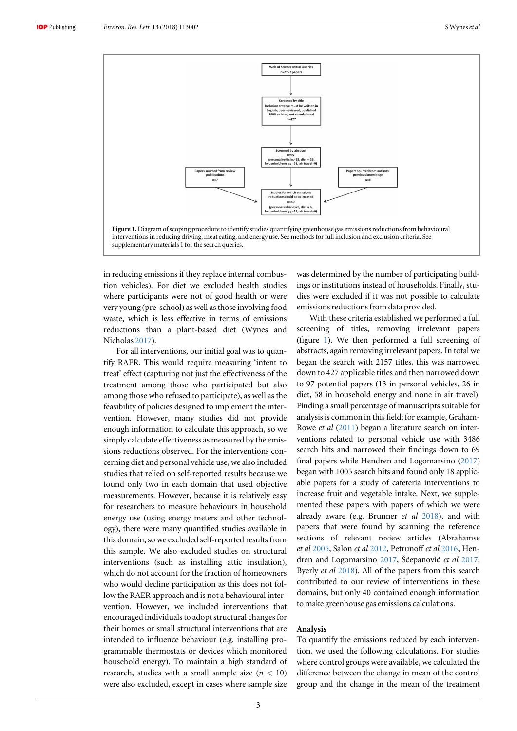Web of Science Initial Queries
n=2157 papers

Screened by title
Inclusion criteria: must be written in English, peer-reviewed, published 1990 or later, not correlational
n=427

Screened by abstract
n=97
(personal vehicles=13, diet = 26, household energy =58, air travel=0)

Papers sourced from review publications
n=7

Papers sourced from authors' previous knowledge
n=8

Studies for which emissions reductions could be calculated
n=40
(personal vehicles=5, diet = 6, household energy =29, air travel=0)

**Figure 1.** Diagram of scoping procedure to identify studies quantifying greenhouse gas emissions reductions from behavioural interventions in reducing driving, meat eating, and energy use. See methods for full inclusion and exclusion criteria. See supplementary materials 1 for the search queries.

in reducing emissions if they replace internal combustion vehicles). For diet we excluded health studies where participants were not of good health or were very young (pre-school) as well as those involving food waste, which is less effective in terms of emissions reductions than a plant-based diet (Wynes and Nicholas 2017).

For all interventions, our initial goal was to quantify RAER. This would require measuring 'intent to treat' effect (capturing not just the effectiveness of the treatment among those who participated but also among those who refused to participate), as well as the feasibility of policies designed to implement the intervention. However, many studies did not provide enough information to calculate this approach, so we simply calculate effectiveness as measured by the emissions reductions observed. For the interventions concerning diet and personal vehicle use, we also included studies that relied on self-reported results because we found only two in each domain that used objective measurements. However, because it is relatively easy for researchers to measure behaviours in household energy use (using energy meters and other technology), there were many quantified studies available in this domain, so we excluded self-reported results from this sample. We also excluded studies on structural interventions (such as installing attic insulation), which do not account for the fraction of homeowners who would decline participation as this does not follow the RAER approach and is not a behavioural intervention. However, we included interventions that encouraged individuals to adopt structural changes for their homes or small structural interventions that are intended to influence behaviour (e.g. installing programmable thermostats or devices which monitored household energy). To maintain a high standard of research, studies with a small sample size ($n < 10$) were also excluded, except in cases where sample size was determined by the number of participating buildings or institutions instead of households. Finally, studies were excluded if it was not possible to calculate emissions reductions from data provided.

With these criteria established we performed a full screening of titles, removing irrelevant papers (figure 1). We then performed a full screening of abstracts, again removing irrelevant papers. In total we began the search with 2157 titles, this was narrowed down to 427 applicable titles and then narrowed down to 97 potential papers (13 in personal vehicles, 26 in diet, 58 in household energy and none in air travel). Finding a small percentage of manuscripts suitable for analysis is common in this field; for example, Graham-Rowe *et al* (2011) began a literature search on interventions related to personal vehicle use with 3486 search hits and narrowed their findings down to 69 final papers while Hendren and Logomarsino (2017) began with 1005 search hits and found only 18 applicable papers for a study of cafeteria interventions to increase fruit and vegetable intake. Next, we supplemented these papers with papers of which we were already aware (e.g. Brunner *et al* 2018), and with papers that were found by scanning the reference sections of relevant review articles (Abrahamse *et al* 2005, Salon *et al* 2012, Petrunoff *et al* 2016, Hendren and Logomarsino 2017, Šćepanović *et al* 2017, Byerly *et al* 2018). All of the papers from this search contributed to our review of interventions in these domains, but only 40 contained enough information to make greenhouse gas emissions calculations.

## Analysis

To quantify the emissions reduced by each intervention, we used the following calculations. For studies where control groups were available, we calculated the difference between the change in mean of the control group and the change in the mean of the treatment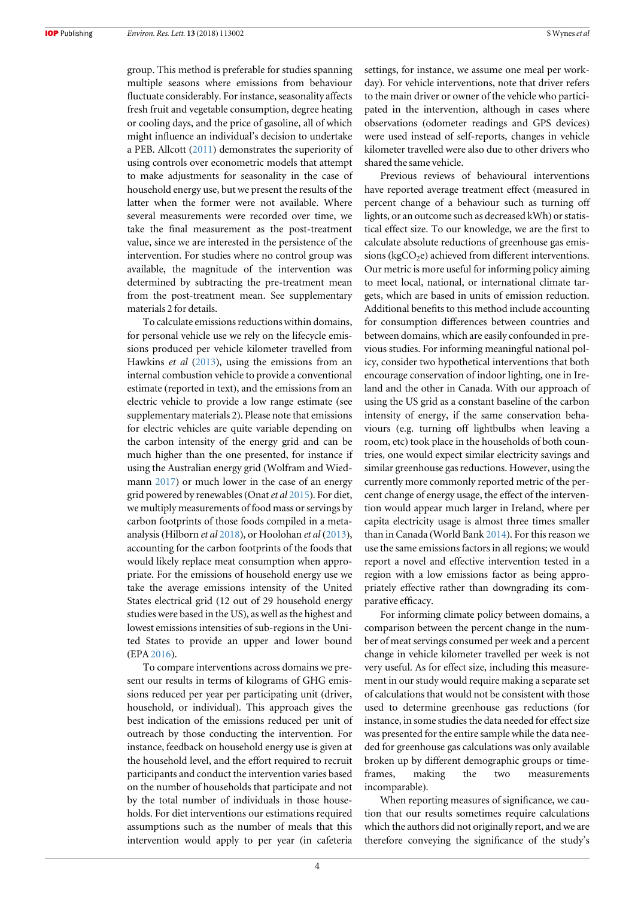group. This method is preferable for studies spanning multiple seasons where emissions from behaviour fluctuate considerably. For instance, seasonality affects fresh fruit and vegetable consumption, degree heating or cooling days, and the price of gasoline, all of which might influence an individual's decision to undertake a PEB. Allcott (2011) demonstrates the superiority of using controls over econometric models that attempt to make adjustments for seasonality in the case of household energy use, but we present the results of the latter when the former were not available. Where several measurements were recorded over time, we take the final measurement as the post-treatment value, since we are interested in the persistence of the intervention. For studies where no control group was available, the magnitude of the intervention was determined by subtracting the pre-treatment mean from the post-treatment mean. See supplementary materials 2 for details.

To calculate emissions reductions within domains, for personal vehicle use we rely on the lifecycle emissions produced per vehicle kilometer travelled from Hawkins *et al* (2013), using the emissions from an internal combustion vehicle to provide a conventional estimate (reported in text), and the emissions from an electric vehicle to provide a low range estimate (see supplementary materials 2). Please note that emissions for electric vehicles are quite variable depending on the carbon intensity of the energy grid and can be much higher than the one presented, for instance if using the Australian energy grid (Wolfram and Wiedmann 2017) or much lower in the case of an energy grid powered by renewables (Onat *et al* 2015). For diet, we multiply measurements of food mass or servings by carbon footprints of those foods compiled in a meta-analysis (Hilborn *et al* 2018), or Hoolohan *et al* (2013), accounting for the carbon footprints of the foods that would likely replace meat consumption when appropriate. For the emissions of household energy use we take the average emissions intensity of the United States electrical grid (12 out of 29 household energy studies were based in the US), as well as the highest and lowest emissions intensities of sub-regions in the United States to provide an upper and lower bound (EPA 2016).

To compare interventions across domains we present our results in terms of kilograms of GHG emissions reduced per year per participating unit (driver, household, or individual). This approach gives the best indication of the emissions reduced per unit of outreach by those conducting the intervention. For instance, feedback on household energy use is given at the household level, and the effort required to recruit participants and conduct the intervention varies based on the number of households that participate and not by the total number of individuals in those households. For diet interventions our estimations required assumptions such as the number of meals that this intervention would apply to per year (in cafeteria settings, for instance, we assume one meal per workday). For vehicle interventions, note that driver refers to the main driver or owner of the vehicle who participated in the intervention, although in cases where observations (odometer readings and GPS devices) were used instead of self-reports, changes in vehicle kilometer travelled were also due to other drivers who shared the same vehicle.

Previous reviews of behavioural interventions have reported average treatment effect (measured in percent change of a behaviour such as turning off lights, or an outcome such as decreased kWh) or statistical effect size. To our knowledge, we are the first to calculate absolute reductions of greenhouse gas emissions (kg$CO_2$e) achieved from different interventions. Our metric is more useful for informing policy aiming to meet local, national, or international climate targets, which are based in units of emission reduction. Additional benefits to this method include accounting for consumption differences between countries and between domains, which are easily confounded in previous studies. For informing meaningful national policy, consider two hypothetical interventions that both encourage conservation of indoor lighting, one in Ireland and the other in Canada. With our approach of using the US grid as a constant baseline of the carbon intensity of energy, if the same conservation behaviours (e.g. turning off lightbulbs when leaving a room, etc) took place in the households of both countries, one would expect similar electricity savings and similar greenhouse gas reductions. However, using the currently more commonly reported metric of the percent change of energy usage, the effect of the intervention would appear much larger in Ireland, where per capita electricity usage is almost three times smaller than in Canada (World Bank 2014). For this reason we use the same emissions factors in all regions; we would report a novel and effective intervention tested in a region with a low emissions factor as being appropriately effective rather than downgrading its comparative efficacy.

For informing climate policy between domains, a comparison between the percent change in the number of meat servings consumed per week and a percent change in vehicle kilometer travelled per week is not very useful. As for effect size, including this measurement in our study would require making a separate set of calculations that would not be consistent with those used to determine greenhouse gas reductions (for instance, in some studies the data needed for effect size was presented for the entire sample while the data needed for greenhouse gas calculations was only available broken up by different demographic groups or timeframes, making the two measurements incomparable).

When reporting measures of significance, we caution that our results sometimes require calculations which the authors did not originally report, and we are therefore conveying the significance of the study's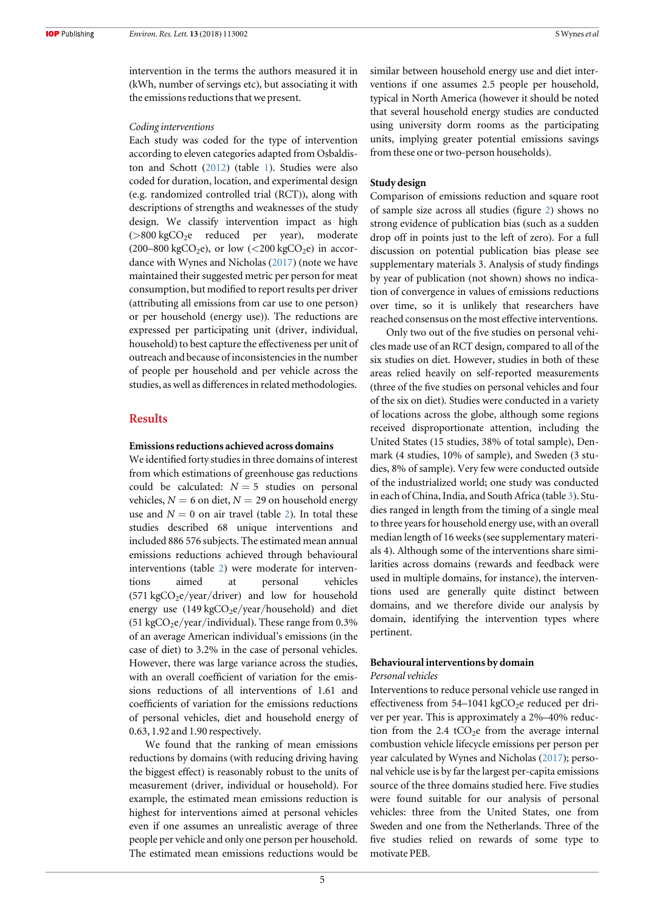intervention in the terms the authors measured it in (kWh, number of servings etc), but associating it with the emissions reductions that we present.

*Coding interventions*

Each study was coded for the type of intervention according to eleven categories adapted from Osbaldiston and Schott (2012) (table 1). Studies were also coded for duration, location, and experimental design (e.g. randomized controlled trial (RCT)), along with descriptions of strengths and weaknesses of the study design. We classify intervention impact as high (>800 $kgCO_2e$ reduced per year), moderate (200–800 $kgCO_2e$), or low (<200 $kgCO_2e$) in accordance with Wynes and Nicholas (2017) (note we have maintained their suggested metric per person for meat consumption, but modified to report results per driver (attributing all emissions from car use to one person) or per household (energy use)). The reductions are expressed per participating unit (driver, individual, household) to best capture the effectiveness per unit of outreach and because of inconsistencies in the number of people per household and per vehicle across the studies, as well as differences in related methodologies.

## Results

### Emissions reductions achieved across domains

We identified forty studies in three domains of interest from which estimations of greenhouse gas reductions could be calculated: $N = 5$ studies on personal vehicles, $N = 6$ on diet, $N = 29$ on household energy use and $N = 0$ on air travel (table 2). In total these studies described 68 unique interventions and included 886 576 subjects. The estimated mean annual emissions reductions achieved through behavioural interventions (table 2) were moderate for interventions aimed at personal vehicles (571 $kgCO_2e$/year/driver) and low for household energy use (149 $kgCO_2e$/year/household) and diet (51 $kgCO_2e$/year/individual). These range from 0.3% of an average American individual's emissions (in the case of diet) to 3.2% in the case of personal vehicles. However, there was large variance across the studies, with an overall coefficient of variation for the emissions reductions of all interventions of 1.61 and coefficients of variation for the emissions reductions of personal vehicles, diet and household energy of 0.63, 1.92 and 1.90 respectively.

We found that the ranking of mean emissions reductions by domains (with reducing driving having the biggest effect) is reasonably robust to the units of measurement (driver, individual or household). For example, the estimated mean emissions reduction is highest for interventions aimed at personal vehicles even if one assumes an unrealistic average of three people per vehicle and only one person per household. The estimated mean emissions reductions would be similar between household energy use and diet interventions if one assumes 2.5 people per household, typical in North America (however it should be noted that several household energy studies are conducted using university dorm rooms as the participating units, implying greater potential emissions savings from these one or two-person households).

### Study design

Comparison of emissions reduction and square root of sample size across all studies (figure 2) shows no strong evidence of publication bias (such as a sudden drop off in points just to the left of zero). For a full discussion on potential publication bias please see supplementary materials 3. Analysis of study findings by year of publication (not shown) shows no indication of convergence in values of emissions reductions over time, so it is unlikely that researchers have reached consensus on the most effective interventions.

Only two out of the five studies on personal vehicles made use of an RCT design, compared to all of the six studies on diet. However, studies in both of these areas relied heavily on self-reported measurements (three of the five studies on personal vehicles and four of the six on diet). Studies were conducted in a variety of locations across the globe, although some regions received disproportionate attention, including the United States (15 studies, 38% of total sample), Denmark (4 studies, 10% of sample), and Sweden (3 studies, 8% of sample). Very few were conducted outside of the industrialized world; one study was conducted in each of China, India, and South Africa (table 3). Studies ranged in length from the timing of a single meal to three years for household energy use, with an overall median length of 16 weeks (see supplementary materials 4). Although some of the interventions share similarities across domains (rewards and feedback were used in multiple domains, for instance), the interventions used are generally quite distinct between domains, and we therefore divide our analysis by domain, identifying the intervention types where pertinent.

### Behavioural interventions by domain

*Personal vehicles*

Interventions to reduce personal vehicle use ranged in effectiveness from 54–1041 $kgCO_2e$ reduced per driver per year. This is approximately a 2%–40% reduction from the 2.4 $tCO_2e$ from the average internal combustion vehicle lifecycle emissions per person per year calculated by Wynes and Nicholas (2017); personal vehicle use is by far the largest per-capita emissions source of the three domains studied here. Five studies were found suitable for our analysis of personal vehicles: three from the United States, one from Sweden and one from the Netherlands. Three of the five studies relied on rewards of some type to motivate PEB.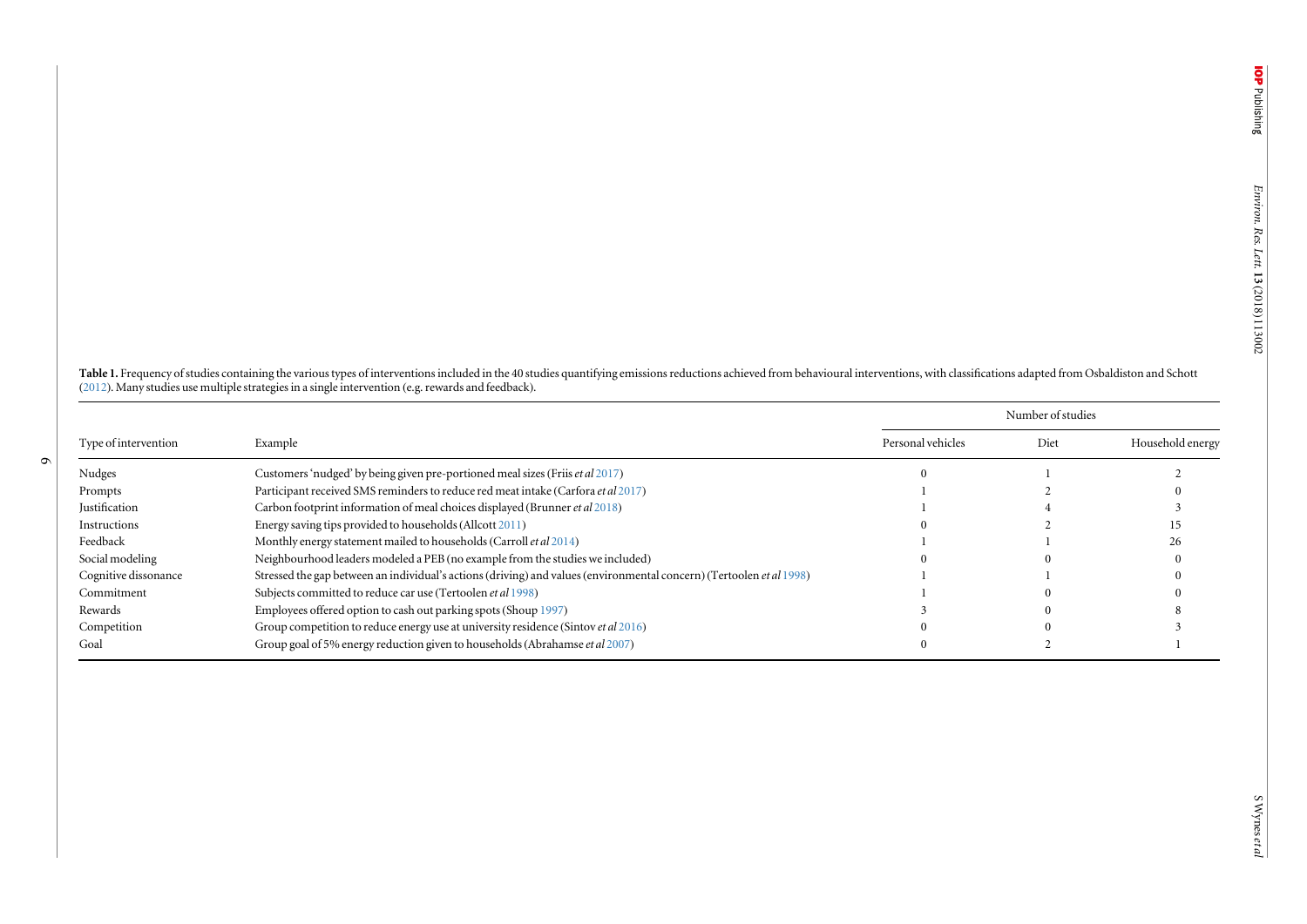**Table 1.** Frequency of studies containing the various types of interventions included in the 40 studies quantifying emissions reductions achieved from behavioural interventions, with classifications adapted from Osbaldiston and Schott (2012). Many studies use multiple strategies in a single intervention (e.g. rewards and feedback).

| Type of intervention | Example | Number of studies | | |
|---|---|---|---|---|
| | | Personal vehicles | Diet | Household energy |
| Nudges | Customers 'nudged' by being given pre-portioned meal sizes (Friis *et al* 2017) | 0 | 1 | 2 |
| Prompts | Participant received SMS reminders to reduce red meat intake (Carfora *et al* 2017) | 1 | 2 | 0 |
| Justification | Carbon footprint information of meal choices displayed (Brunner *et al* 2018) | 1 | 4 | 3 |
| Instructions | Energy saving tips provided to households (Allcott 2011) | 0 | 2 | 15 |
| Feedback | Monthly energy statement mailed to households (Carroll *et al* 2014) | 1 | 1 | 26 |
| Social modeling | Neighbourhood leaders modeled a PEB (no example from the studies we included) | 0 | 0 | 0 |
| Cognitive dissonance | Stressed the gap between an individual's actions (driving) and values (environmental concern) (Tertoolen *et al* 1998) | 1 | 1 | 0 |
| Commitment | Subjects committed to reduce car use (Tertoolen *et al* 1998) | 1 | 0 | 0 |
| Rewards | Employees offered option to cash out parking spots (Shoup 1997) | 3 | 0 | 8 |
| Competition | Group competition to reduce energy use at university residence (Sintov *et al* 2016) | 0 | 0 | 3 |
| Goal | Group goal of 5% energy reduction given to households (Abrahamse *et al* 2007) | 0 | 2 | 1 |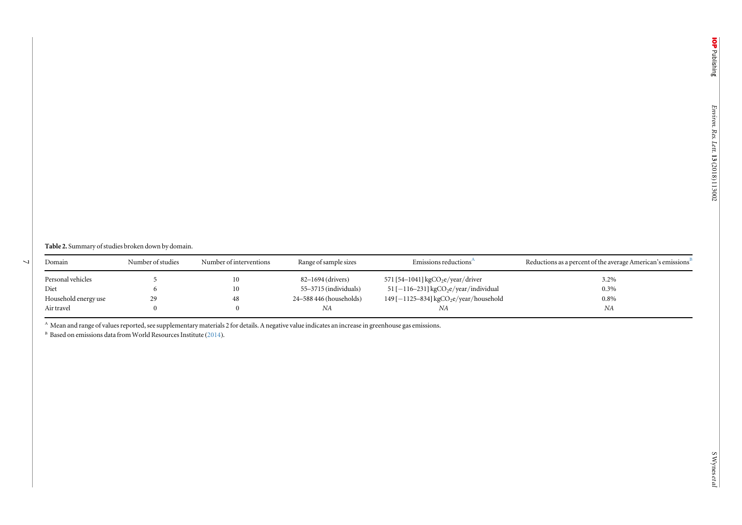**Table 2.** Summary of studies broken down by domain.

| Domain | Number of studies | Number of interventions | Range of sample sizes | Emissions reductions[A] | Reductions as a percent of the average American's emissions[B] |
|---|---|---|---|---|---|
| Personal vehicles | 5 | 10 | 82–1694 (drivers) | 571 [54–1041] kg$CO_2$e/year/driver | 3.2% |
| Diet | 6 | 10 | 55–3715 (individuals) | 51 [−116–231] kg$CO_2$e/year/individual | 0.3% |
| Household energy use | 29 | 48 | 24–588 446 (households) | 149 [−1125–834] kg$CO_2$e/year/household | 0.8% |
| Air travel | 0 | 0 | *NA* | *NA* | *NA* |

[A] Mean and range of values reported, see supplementary materials 2 for details. A negative value indicates an increase in greenhouse gas emissions.

[B] Based on emissions data from World Resources Institute (2014).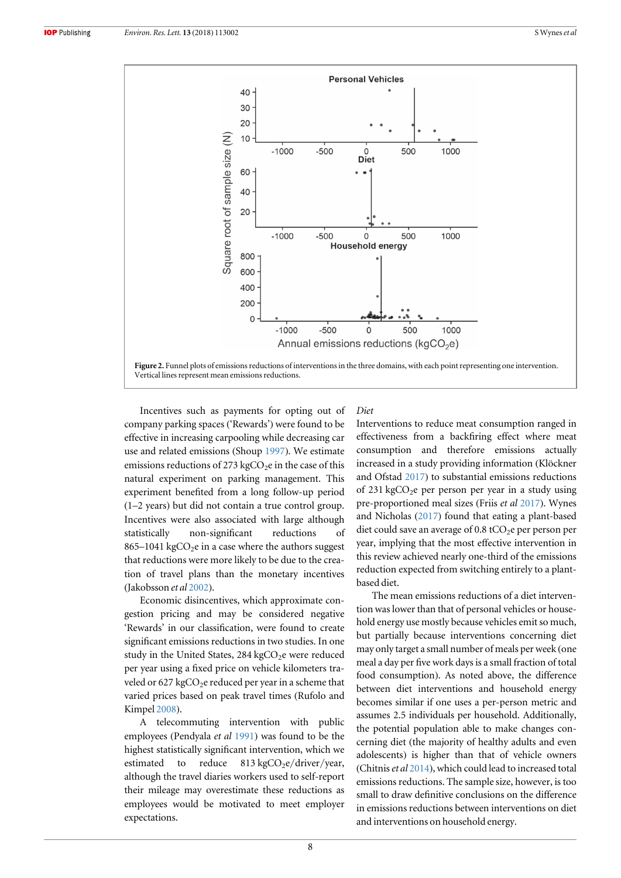Figure 2. Funnel plots of emissions reductions of interventions in the three domains, with each point representing one intervention. Vertical lines represent mean emissions reductions.

Incentives such as payments for opting out of company parking spaces ('Rewards') were found to be effective in increasing carpooling while decreasing car use and related emissions (Shoup 1997). We estimate emissions reductions of 273 $kgCO_2e$ in the case of this natural experiment on parking management. This experiment benefited from a long follow-up period (1–2 years) but did not contain a true control group. Incentives were also associated with large although statistically non-significant reductions of 865–1041 $kgCO_2e$ in a case where the authors suggest that reductions were more likely to be due to the creation of travel plans than the monetary incentives (Jakobsson *et al* 2002).

Economic disincentives, which approximate congestion pricing and may be considered negative 'Rewards' in our classification, were found to create significant emissions reductions in two studies. In one study in the United States, 284 $kgCO_2e$ were reduced per year using a fixed price on vehicle kilometers traveled or 627 $kgCO_2e$ reduced per year in a scheme that varied prices based on peak travel times (Rufolo and Kimpel 2008).

A telecommuting intervention with public employees (Pendyala *et al* 1991) was found to be the highest statistically significant intervention, which we estimated to reduce 813 $kgCO_2e$/driver/year, although the travel diaries workers used to self-report their mileage may overestimate these reductions as employees would be motivated to meet employer expectations.

*Diet*

Interventions to reduce meat consumption ranged in effectiveness from a backfiring effect where meat consumption and therefore emissions actually increased in a study providing information (Klöckner and Ofstad 2017) to substantial emissions reductions of 231 $kgCO_2e$ per person per year in a study using pre-proportioned meal sizes (Friis *et al* 2017). Wynes and Nicholas (2017) found that eating a plant-based diet could save an average of 0.8 $tCO_2e$ per person per year, implying that the most effective intervention in this review achieved nearly one-third of the emissions reduction expected from switching entirely to a plant-based diet.

The mean emissions reductions of a diet intervention was lower than that of personal vehicles or household energy use mostly because vehicles emit so much, but partially because interventions concerning diet may only target a small number of meals per week (one meal a day per five work days is a small fraction of total food consumption). As noted above, the difference between diet interventions and household energy becomes similar if one uses a per-person metric and assumes 2.5 individuals per household. Additionally, the potential population able to make changes concerning diet (the majority of healthy adults and even adolescents) is higher than that of vehicle owners (Chitnis *et al* 2014), which could lead to increased total emissions reductions. The sample size, however, is too small to draw definitive conclusions on the difference in emissions reductions between interventions on diet and interventions on household energy.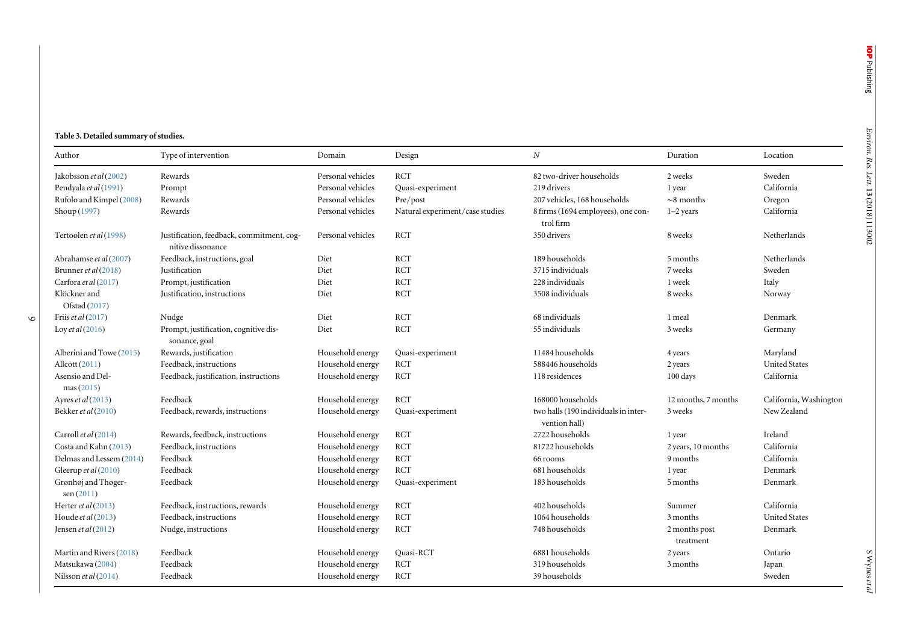**Table 3.** Detailed summary of studies.

| Author | Type of intervention | Domain | Design | $N$ | Duration | Location |
|---|---|---|---|---|---|---|
| Jakobsson *et al* (2002) | Rewards | Personal vehicles | RCT | 82 two-driver households | 2 weeks | Sweden |
| Pendyala *et al* (1991) | Prompt | Personal vehicles | Quasi-experiment | 219 drivers | 1 year | California |
| Rufolo and Kimpel (2008) | Rewards | Personal vehicles | Pre/post | 207 vehicles, 168 households | ~8 months | Oregon |
| Shoup (1997) | Rewards | Personal vehicles | Natural experiment/case studies | 8 firms (1694 employees), one control firm | 1–2 years | California |
| Tertoolen *et al* (1998) | Justification, feedback, commitment, cognitive dissonance | Personal vehicles | RCT | 350 drivers | 8 weeks | Netherlands |
| Abrahamse *et al* (2007) | Feedback, instructions, goal | Diet | RCT | 189 households | 5 months | Netherlands |
| Brunner *et al* (2018) | Justification | Diet | RCT | 3715 individuals | 7 weeks | Sweden |
| Carfora *et al* (2017) | Prompt, justification | Diet | RCT | 228 individuals | 1 week | Italy |
| Klöckner and Ofstad (2017) | Justification, instructions | Diet | RCT | 3508 individuals | 8 weeks | Norway |
| Friis *et al* (2017) | Nudge | Diet | RCT | 68 individuals | 1 meal | Denmark |
| Loy *et al* (2016) | Prompt, justification, cognitive dissonance, goal | Diet | RCT | 55 individuals | 3 weeks | Germany |
| Alberini and Towe (2015) | Rewards, justification | Household energy | Quasi-experiment | 11484 households | 4 years | Maryland |
| Allcott (2011) | Feedback, instructions | Household energy | RCT | 588446 households | 2 years | United States |
| Asensio and Delmas (2015) | Feedback, justification, instructions | Household energy | RCT | 118 residences | 100 days | California |
| Ayres *et al* (2013) | Feedback | Household energy | RCT | 168000 households | 12 months, 7 months | California, Washington |
| Bekker *et al* (2010) | Feedback, rewards, instructions | Household energy | Quasi-experiment | two halls (190 individuals in intervention hall) | 3 weeks | New Zealand |
| Carroll *et al* (2014) | Rewards, feedback, instructions | Household energy | RCT | 2722 households | 1 year | Ireland |
| Costa and Kahn (2013) | Feedback, instructions | Household energy | RCT | 81722 households | 2 years, 10 months | California |
| Delmas and Lessem (2014) | Feedback | Household energy | RCT | 66 rooms | 9 months | California |
| Gleerup *et al* (2010) | Feedback | Household energy | RCT | 681 households | 1 year | Denmark |
| Grønhøj and Thøgersen (2011) | Feedback | Household energy | Quasi-experiment | 183 households | 5 months | Denmark |
| Herter *et al* (2013) | Feedback, instructions, rewards | Household energy | RCT | 402 households | Summer | California |
| Houde *et al* (2013) | Feedback, instructions | Household energy | RCT | 1064 households | 3 months | United States |
| Jensen *et al* (2012) | Nudge, instructions | Household energy | RCT | 748 households | 2 months post treatment | Denmark |
| Martin and Rivers (2018) | Feedback | Household energy | Quasi-RCT | 6881 households | 2 years | Ontario |
| Matsukawa (2004) | Feedback | Household energy | RCT | 319 households | 3 months | Japan |
| Nilsson *et al* (2014) | Feedback | Household energy | RCT | 39 households | | Sweden |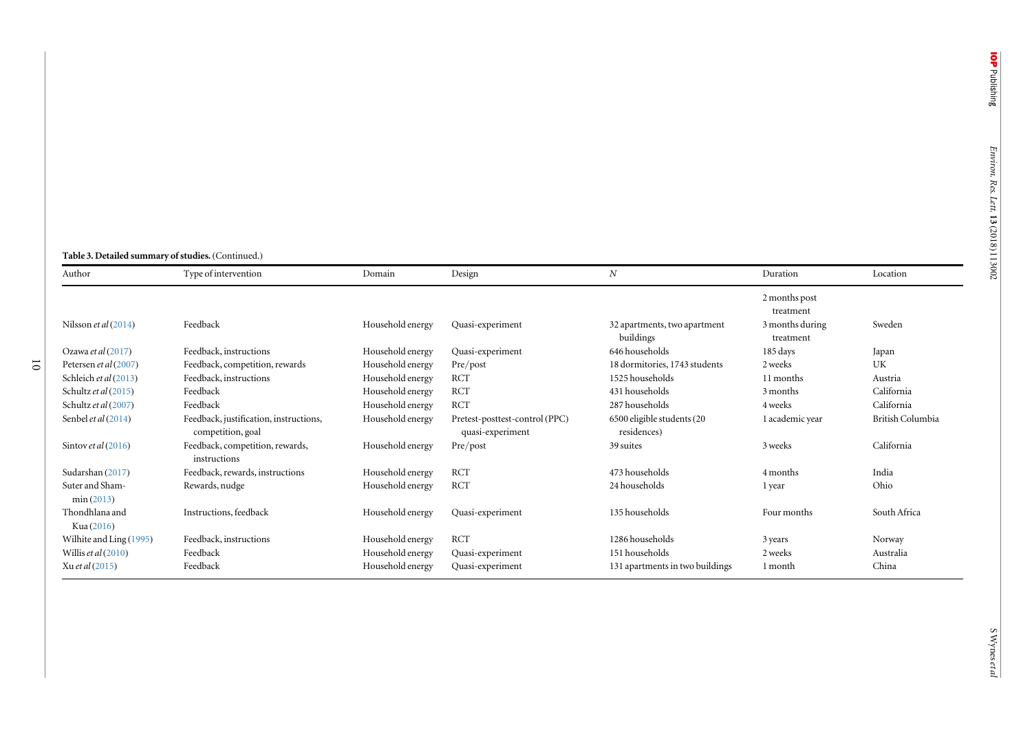**Table 3. Detailed summary of studies.** (Continued.)

| Author | Type of intervention | Domain | Design | *N* | Duration | Location |
|---|---|---|---|---|---|---|
| | | | | | 2 months post treatment | |
| Nilsson *et al* (2014) | Feedback | Household energy | Quasi-experiment | 32 apartments, two apartment buildings | 3 months during treatment | Sweden |
| Ozawa *et al* (2017) | Feedback, instructions | Household energy | Quasi-experiment | 646 households | 185 days | Japan |
| Petersen *et al* (2007) | Feedback, competition, rewards | Household energy | Pre/post | 18 dormitories, 1743 students | 2 weeks | UK |
| Schleich *et al* (2013) | Feedback, instructions | Household energy | RCT | 1525 households | 11 months | Austria |
| Schultz *et al* (2015) | Feedback | Household energy | RCT | 431 households | 3 months | California |
| Schultz *et al* (2007) | Feedback | Household energy | RCT | 287 households | 4 weeks | California |
| Senbel *et al* (2014) | Feedback, justification, instructions, competition, goal | Household energy | Pretest-posttest-control (PPC) quasi-experiment | 6500 eligible students (20 residences) | 1 academic year | British Columbia |
| Sintov *et al* (2016) | Feedback, competition, rewards, instructions | Household energy | Pre/post | 39 suites | 3 weeks | California |
| Sudarshan (2017) | Feedback, rewards, instructions | Household energy | RCT | 473 households | 4 months | India |
| Suter and Shammin (2013) | Rewards, nudge | Household energy | RCT | 24 households | 1 year | Ohio |
| Thondhlana and Kua (2016) | Instructions, feedback | Household energy | Quasi-experiment | 135 households | Four months | South Africa |
| Wilhite and Ling (1995) | Feedback, instructions | Household energy | RCT | 1286 households | 3 years | Norway |
| Willis *et al* (2010) | Feedback | Household energy | Quasi-experiment | 151 households | 2 weeks | Australia |
| Xu *et al* (2015) | Feedback | Household energy | Quasi-experiment | 131 apartments in two buildings | 1 month | China |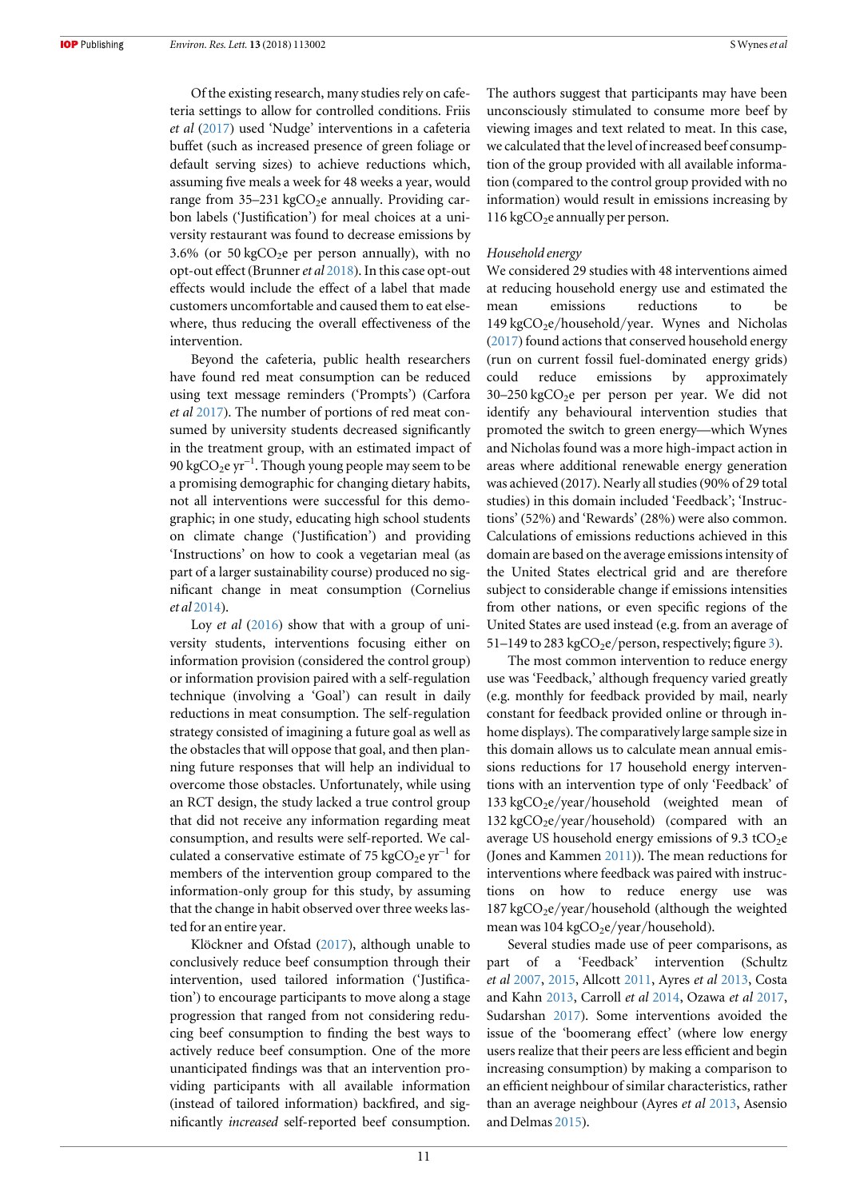Of the existing research, many studies rely on cafeteria settings to allow for controlled conditions. Friis *et al* (2017) used 'Nudge' interventions in a cafeteria buffet (such as increased presence of green foliage or default serving sizes) to achieve reductions which, assuming five meals a week for 48 weeks a year, would range from 35–231 $kgCO_2e$ annually. Providing carbon labels ('Justification') for meal choices at a university restaurant was found to decrease emissions by 3.6% (or 50 $kgCO_2e$ per person annually), with no opt-out effect (Brunner *et al* 2018). In this case opt-out effects would include the effect of a label that made customers uncomfortable and caused them to eat elsewhere, thus reducing the overall effectiveness of the intervention.

Beyond the cafeteria, public health researchers have found red meat consumption can be reduced using text message reminders ('Prompts') (Carfora *et al* 2017). The number of portions of red meat consumed by university students decreased significantly in the treatment group, with an estimated impact of 90 $kgCO_2e\ yr^{-1}$. Though young people may seem to be a promising demographic for changing dietary habits, not all interventions were successful for this demographic; in one study, educating high school students on climate change ('Justification') and providing 'Instructions' on how to cook a vegetarian meal (as part of a larger sustainability course) produced no significant change in meat consumption (Cornelius *et al* 2014).

Loy *et al* (2016) show that with a group of university students, interventions focusing either on information provision (considered the control group) or information provision paired with a self-regulation technique (involving a 'Goal') can result in daily reductions in meat consumption. The self-regulation strategy consisted of imagining a future goal as well as the obstacles that will oppose that goal, and then planning future responses that will help an individual to overcome those obstacles. Unfortunately, while using an RCT design, the study lacked a true control group that did not receive any information regarding meat consumption, and results were self-reported. We calculated a conservative estimate of 75 $kgCO_2e\ yr^{-1}$ for members of the intervention group compared to the information-only group for this study, by assuming that the change in habit observed over three weeks lasted for an entire year.

Klöckner and Ofstad (2017), although unable to conclusively reduce beef consumption through their intervention, used tailored information ('Justification') to encourage participants to move along a stage progression that ranged from not considering reducing beef consumption to finding the best ways to actively reduce beef consumption. One of the more unanticipated findings was that an intervention providing participants with all available information (instead of tailored information) backfired, and significantly *increased* self-reported beef consumption. The authors suggest that participants may have been unconsciously stimulated to consume more beef by viewing images and text related to meat. In this case, we calculated that the level of increased beef consumption of the group provided with all available information (compared to the control group provided with no information) would result in emissions increasing by 116 $kgCO_2e$ annually per person.

*Household energy*

We considered 29 studies with 48 interventions aimed at reducing household energy use and estimated the mean emissions reductions to be 149 $kgCO_2e$/household/year. Wynes and Nicholas (2017) found actions that conserved household energy (run on current fossil fuel-dominated energy grids) could reduce emissions by approximately 30–250 $kgCO_2e$ per person per year. We did not identify any behavioural intervention studies that promoted the switch to green energy—which Wynes and Nicholas found was a more high-impact action in areas where additional renewable energy generation was achieved (2017). Nearly all studies (90% of 29 total studies) in this domain included 'Feedback'; 'Instructions' (52%) and 'Rewards' (28%) were also common. Calculations of emissions reductions achieved in this domain are based on the average emissions intensity of the United States electrical grid and are therefore subject to considerable change if emissions intensities from other nations, or even specific regions of the United States are used instead (e.g. from an average of 51–149 to 283 $kgCO_2e$/person, respectively; figure 3).

The most common intervention to reduce energy use was 'Feedback,' although frequency varied greatly (e.g. monthly for feedback provided by mail, nearly constant for feedback provided online or through in-home displays). The comparatively large sample size in this domain allows us to calculate mean annual emissions reductions for 17 household energy interventions with an intervention type of only 'Feedback' of 133 $kgCO_2e$/year/household (weighted mean of 132 $kgCO_2e$/year/household) (compared with an average US household energy emissions of 9.3 $tCO_2e$ (Jones and Kammen 2011)). The mean reductions for interventions where feedback was paired with instructions on how to reduce energy use was 187 $kgCO_2e$/year/household (although the weighted mean was 104 $kgCO_2e$/year/household).

Several studies made use of peer comparisons, as part of a 'Feedback' intervention (Schultz *et al* 2007, 2015, Allcott 2011, Ayres *et al* 2013, Costa and Kahn 2013, Carroll *et al* 2014, Ozawa *et al* 2017, Sudarshan 2017). Some interventions avoided the issue of the 'boomerang effect' (where low energy users realize that their peers are less efficient and begin increasing consumption) by making a comparison to an efficient neighbour of similar characteristics, rather than an average neighbour (Ayres *et al* 2013, Asensio and Delmas 2015).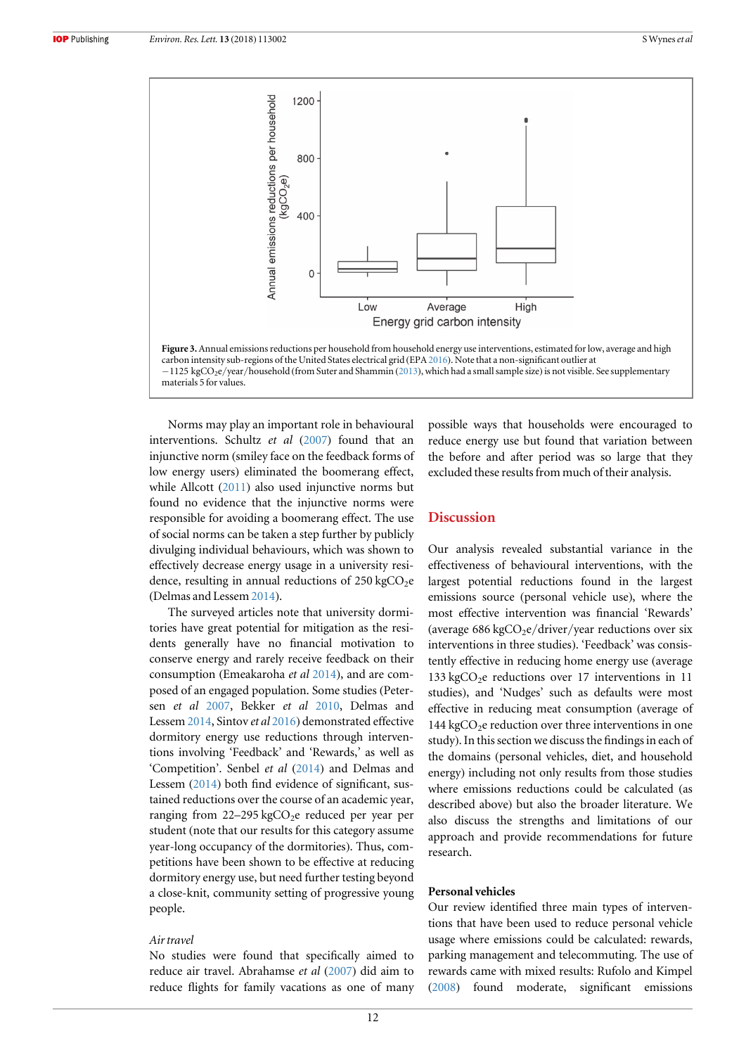**Figure 3.** Annual emissions reductions per household from household energy use interventions, estimated for low, average and high carbon intensity sub-regions of the United States electrical grid (EPA 2016). Note that a non-significant outlier at −1125 $kgCO_2e$/year/household (from Suter and Shammin (2013), which had a small sample size) is not visible. See supplementary materials 5 for values.

Norms may play an important role in behavioural interventions. Schultz *et al* (2007) found that an injunctive norm (smiley face on the feedback forms of low energy users) eliminated the boomerang effect, while Allcott (2011) also used injunctive norms but found no evidence that the injunctive norms were responsible for avoiding a boomerang effect. The use of social norms can be taken a step further by publicly divulging individual behaviours, which was shown to effectively decrease energy usage in a university residence, resulting in annual reductions of 250 $kgCO_2e$ (Delmas and Lessem 2014).

The surveyed articles note that university dormitories have great potential for mitigation as the residents generally have no financial motivation to conserve energy and rarely receive feedback on their consumption (Emeakaroha *et al* 2014), and are composed of an engaged population. Some studies (Petersen *et al* 2007, Bekker *et al* 2010, Delmas and Lessem 2014, Sintov *et al* 2016) demonstrated effective dormitory energy use reductions through interventions involving 'Feedback' and 'Rewards,' as well as 'Competition'. Senbel *et al* (2014) and Delmas and Lessem (2014) both find evidence of significant, sustained reductions over the course of an academic year, ranging from 22–295 $kgCO_2e$ reduced per year per student (note that our results for this category assume year-long occupancy of the dormitories). Thus, competitions have been shown to be effective at reducing dormitory energy use, but need further testing beyond a close-knit, community setting of progressive young people.

*Air travel*

No studies were found that specifically aimed to reduce air travel. Abrahamse *et al* (2007) did aim to reduce flights for family vacations as one of many possible ways that households were encouraged to reduce energy use but found that variation between the before and after period was so large that they excluded these results from much of their analysis.

## Discussion

Our analysis revealed substantial variance in the effectiveness of behavioural interventions, with the largest potential reductions found in the largest emissions source (personal vehicle use), where the most effective intervention was financial 'Rewards' (average 686 $kgCO_2e$/driver/year reductions over six interventions in three studies). 'Feedback' was consistently effective in reducing home energy use (average 133 $kgCO_2e$ reductions over 17 interventions in 11 studies), and 'Nudges' such as defaults were most effective in reducing meat consumption (average of 144 $kgCO_2e$ reduction over three interventions in one study). In this section we discuss the findings in each of the domains (personal vehicles, diet, and household energy) including not only results from those studies where emissions reductions could be calculated (as described above) but also the broader literature. We also discuss the strengths and limitations of our approach and provide recommendations for future research.

### Personal vehicles

Our review identified three main types of interventions that have been used to reduce personal vehicle usage where emissions could be calculated: rewards, parking management and telecommuting. The use of rewards came with mixed results: Rufolo and Kimpel (2008) found moderate, significant emissions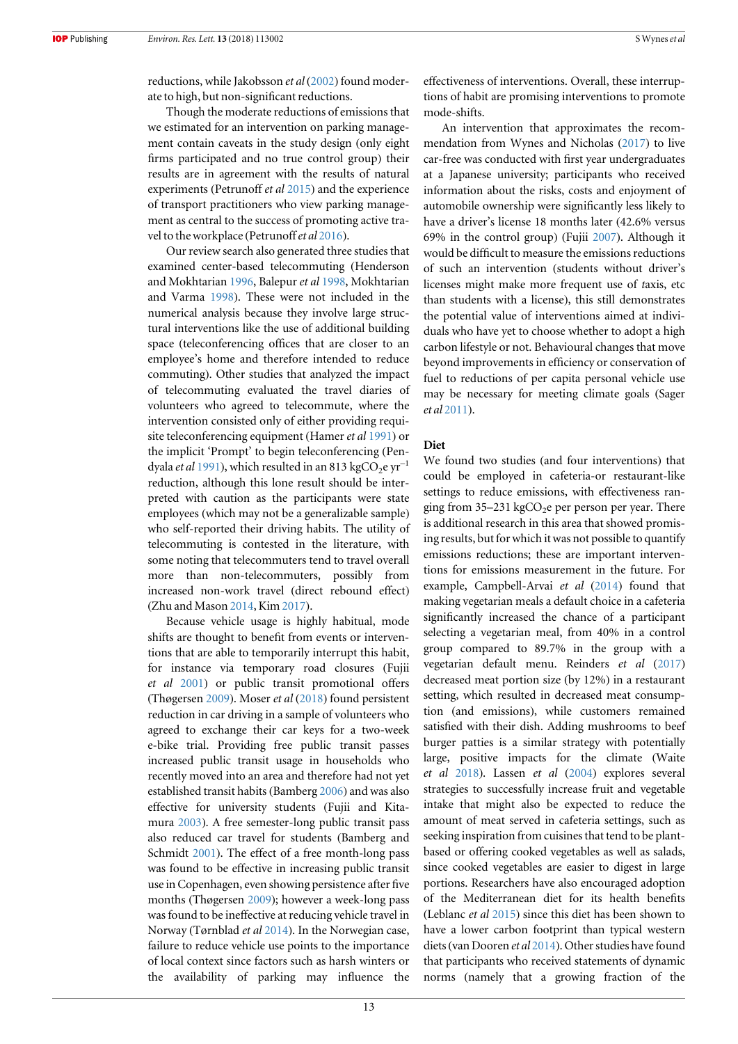reductions, while Jakobsson *et al* (2002) found moderate to high, but non-significant reductions.

Though the moderate reductions of emissions that we estimated for an intervention on parking management contain caveats in the study design (only eight firms participated and no true control group) their results are in agreement with the results of natural experiments (Petrunoff *et al* 2015) and the experience of transport practitioners who view parking management as central to the success of promoting active travel to the workplace (Petrunoff *et al* 2016).

Our review search also generated three studies that examined center-based telecommuting (Henderson and Mokhtarian 1996, Balepur *et al* 1998, Mokhtarian and Varma 1998). These were not included in the numerical analysis because they involve large structural interventions like the use of additional building space (teleconferencing offices that are closer to an employee's home and therefore intended to reduce commuting). Other studies that analyzed the impact of telecommuting evaluated the travel diaries of volunteers who agreed to telecommute, where the intervention consisted only of either providing requisite teleconferencing equipment (Hamer *et al* 1991) or the implicit 'Prompt' to begin teleconferencing (Pendyala *et al* 1991), which resulted in an 813 $kgCO_2e\ yr^{-1}$ reduction, although this lone result should be interpreted with caution as the participants were state employees (which may not be a generalizable sample) who self-reported their driving habits. The utility of telecommuting is contested in the literature, with some noting that telecommuters tend to travel overall more than non-telecommuters, possibly from increased non-work travel (direct rebound effect) (Zhu and Mason 2014, Kim 2017).

Because vehicle usage is highly habitual, mode shifts are thought to benefit from events or interventions that are able to temporarily interrupt this habit, for instance via temporary road closures (Fujii *et al* 2001) or public transit promotional offers (Thøgersen 2009). Moser *et al* (2018) found persistent reduction in car driving in a sample of volunteers who agreed to exchange their car keys for a two-week e-bike trial. Providing free public transit passes increased public transit usage in households who recently moved into an area and therefore had not yet established transit habits (Bamberg 2006) and was also effective for university students (Fujii and Kitamura 2003). A free semester-long public transit pass also reduced car travel for students (Bamberg and Schmidt 2001). The effect of a free month-long pass was found to be effective in increasing public transit use in Copenhagen, even showing persistence after five months (Thøgersen 2009); however a week-long pass was found to be ineffective at reducing vehicle travel in Norway (Tørnblad *et al* 2014). In the Norwegian case, failure to reduce vehicle use points to the importance of local context since factors such as harsh winters or the availability of parking may influence the effectiveness of interventions. Overall, these interruptions of habit are promising interventions to promote mode-shifts.

An intervention that approximates the recommendation from Wynes and Nicholas (2017) to live car-free was conducted with first year undergraduates at a Japanese university; participants who received information about the risks, costs and enjoyment of automobile ownership were significantly less likely to have a driver's license 18 months later (42.6% versus 69% in the control group) (Fujii 2007). Although it would be difficult to measure the emissions reductions of such an intervention (students without driver's licenses might make more frequent use of taxis, etc than students with a license), this still demonstrates the potential value of interventions aimed at individuals who have yet to choose whether to adopt a high carbon lifestyle or not. Behavioural changes that move beyond improvements in efficiency or conservation of fuel to reductions of per capita personal vehicle use may be necessary for meeting climate goals (Sager *et al* 2011).

### Diet

We found two studies (and four interventions) that could be employed in cafeteria-or restaurant-like settings to reduce emissions, with effectiveness ranging from 35–231 $kgCO_2e$ per person per year. There is additional research in this area that showed promising results, but for which it was not possible to quantify emissions reductions; these are important interventions for emissions measurement in the future. For example, Campbell-Arvai *et al* (2014) found that making vegetarian meals a default choice in a cafeteria significantly increased the chance of a participant selecting a vegetarian meal, from 40% in a control group compared to 89.7% in the group with a vegetarian default menu. Reinders *et al* (2017) decreased meat portion size (by 12%) in a restaurant setting, which resulted in decreased meat consumption (and emissions), while customers remained satisfied with their dish. Adding mushrooms to beef burger patties is a similar strategy with potentially large, positive impacts for the climate (Waite *et al* 2018). Lassen *et al* (2004) explores several strategies to successfully increase fruit and vegetable intake that might also be expected to reduce the amount of meat served in cafeteria settings, such as seeking inspiration from cuisines that tend to be plant-based or offering cooked vegetables as well as salads, since cooked vegetables are easier to digest in large portions. Researchers have also encouraged adoption of the Mediterranean diet for its health benefits (Leblanc *et al* 2015) since this diet has been shown to have a lower carbon footprint than typical western diets (van Dooren *et al* 2014). Other studies have found that participants who received statements of dynamic norms (namely that a growing fraction of the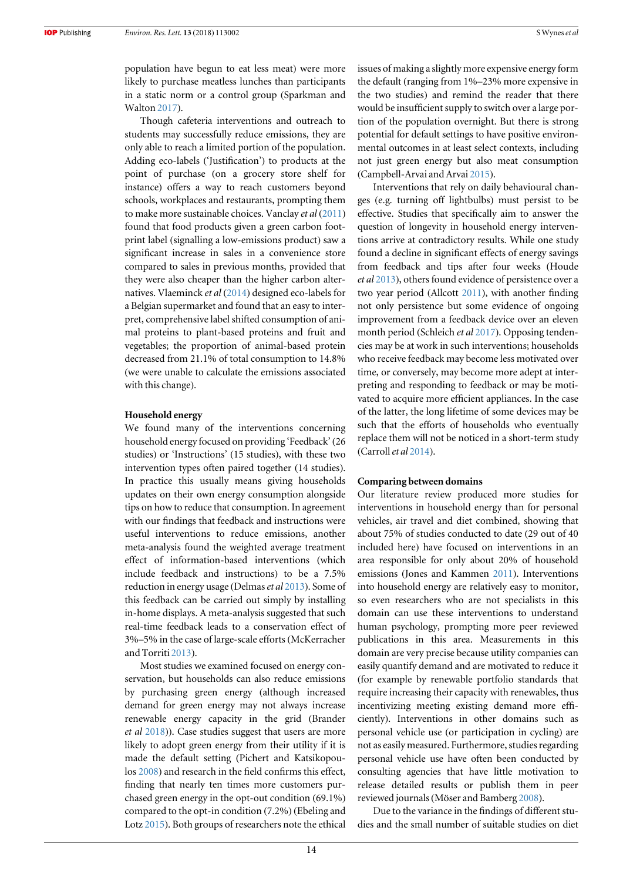population have begun to eat less meat) were more likely to purchase meatless lunches than participants in a static norm or a control group (Sparkman and Walton 2017).

Though cafeteria interventions and outreach to students may successfully reduce emissions, they are only able to reach a limited portion of the population. Adding eco-labels ('Justification') to products at the point of purchase (on a grocery store shelf for instance) offers a way to reach customers beyond schools, workplaces and restaurants, prompting them to make more sustainable choices. Vanclay *et al* (2011) found that food products given a green carbon footprint label (signalling a low-emissions product) saw a significant increase in sales in a convenience store compared to sales in previous months, provided that they were also cheaper than the higher carbon alternatives. Vlaeminck *et al* (2014) designed eco-labels for a Belgian supermarket and found that an easy to interpret, comprehensive label shifted consumption of animal proteins to plant-based proteins and fruit and vegetables; the proportion of animal-based protein decreased from 21.1% of total consumption to 14.8% (we were unable to calculate the emissions associated with this change).

**Household energy**

We found many of the interventions concerning household energy focused on providing 'Feedback' (26 studies) or 'Instructions' (15 studies), with these two intervention types often paired together (14 studies). In practice this usually means giving households updates on their own energy consumption alongside tips on how to reduce that consumption. In agreement with our findings that feedback and instructions were useful interventions to reduce emissions, another meta-analysis found the weighted average treatment effect of information-based interventions (which include feedback and instructions) to be a 7.5% reduction in energy usage (Delmas *et al* 2013). Some of this feedback can be carried out simply by installing in-home displays. A meta-analysis suggested that such real-time feedback leads to a conservation effect of 3%–5% in the case of large-scale efforts (McKerracher and Torriti 2013).

Most studies we examined focused on energy conservation, but households can also reduce emissions by purchasing green energy (although increased demand for green energy may not always increase renewable energy capacity in the grid (Brander *et al* 2018)). Case studies suggest that users are more likely to adopt green energy from their utility if it is made the default setting (Pichert and Katsikopoulos 2008) and research in the field confirms this effect, finding that nearly ten times more customers purchased green energy in the opt-out condition (69.1%) compared to the opt-in condition (7.2%) (Ebeling and Lotz 2015). Both groups of researchers note the ethical issues of making a slightly more expensive energy form the default (ranging from 1%–23% more expensive in the two studies) and remind the reader that there would be insufficient supply to switch over a large portion of the population overnight. But there is strong potential for default settings to have positive environmental outcomes in at least select contexts, including not just green energy but also meat consumption (Campbell-Arvai and Arvai 2015).

Interventions that rely on daily behavioural changes (e.g. turning off lightbulbs) must persist to be effective. Studies that specifically aim to answer the question of longevity in household energy interventions arrive at contradictory results. While one study found a decline in significant effects of energy savings from feedback and tips after four weeks (Houde *et al* 2013), others found evidence of persistence over a two year period (Allcott 2011), with another finding not only persistence but some evidence of ongoing improvement from a feedback device over an eleven month period (Schleich *et al* 2017). Opposing tendencies may be at work in such interventions; households who receive feedback may become less motivated over time, or conversely, may become more adept at interpreting and responding to feedback or may be motivated to acquire more efficient appliances. In the case of the latter, the long lifetime of some devices may be such that the efforts of households who eventually replace them will not be noticed in a short-term study (Carroll *et al* 2014).

**Comparing between domains**

Our literature review produced more studies for interventions in household energy than for personal vehicles, air travel and diet combined, showing that about 75% of studies conducted to date (29 out of 40 included here) have focused on interventions in an area responsible for only about 20% of household emissions (Jones and Kammen 2011). Interventions into household energy are relatively easy to monitor, so even researchers who are not specialists in this domain can use these interventions to understand human psychology, prompting more peer reviewed publications in this area. Measurements in this domain are very precise because utility companies can easily quantify demand and are motivated to reduce it (for example by renewable portfolio standards that require increasing their capacity with renewables, thus incentivizing meeting existing demand more efficiently). Interventions in other domains such as personal vehicle use (or participation in cycling) are not as easily measured. Furthermore, studies regarding personal vehicle use have often been conducted by consulting agencies that have little motivation to release detailed results or publish them in peer reviewed journals (Möser and Bamberg 2008).

Due to the variance in the findings of different studies and the small number of suitable studies on diet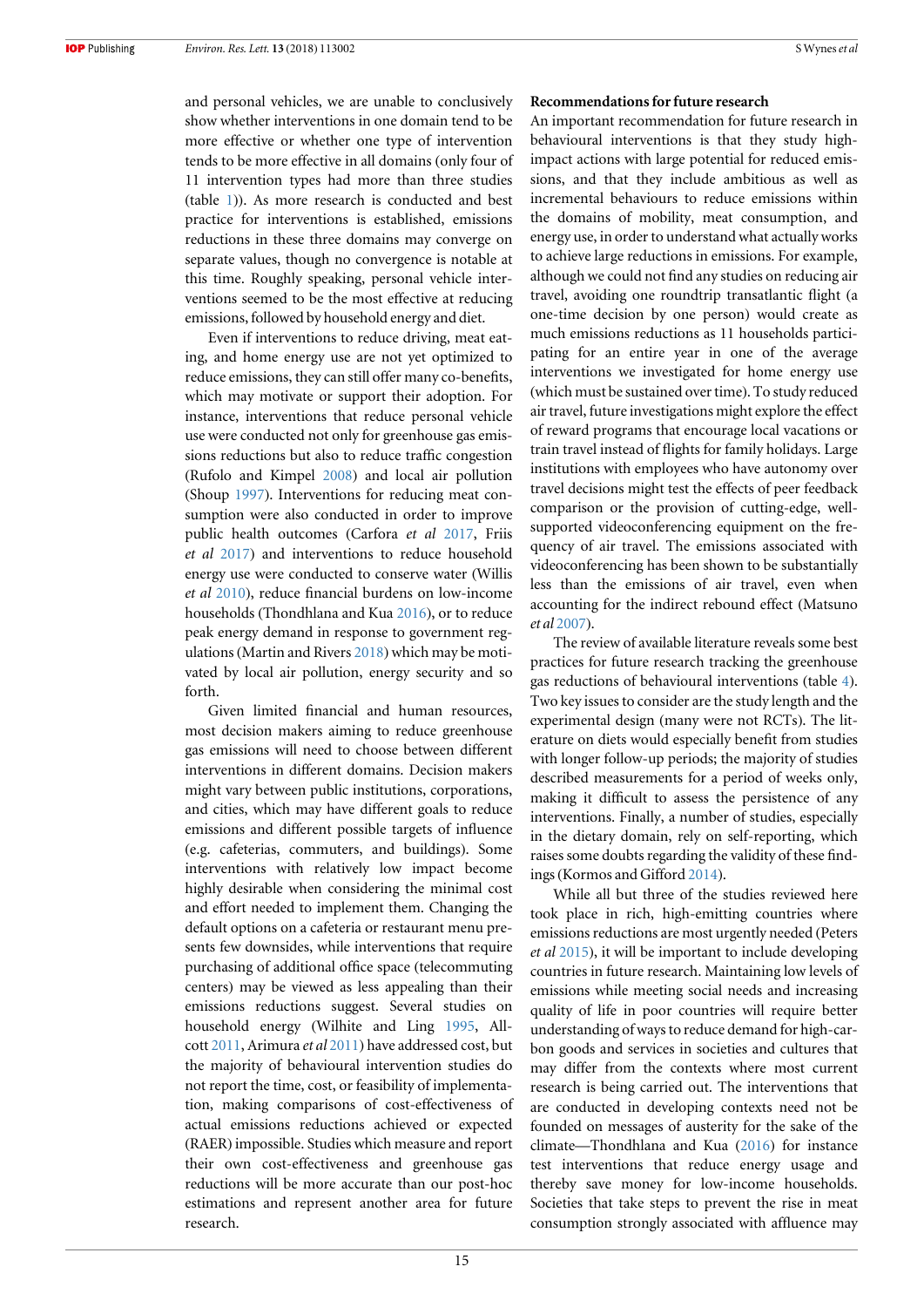and personal vehicles, we are unable to conclusively show whether interventions in one domain tend to be more effective or whether one type of intervention tends to be more effective in all domains (only four of 11 intervention types had more than three studies (table 1)). As more research is conducted and best practice for interventions is established, emissions reductions in these three domains may converge on separate values, though no convergence is notable at this time. Roughly speaking, personal vehicle interventions seemed to be the most effective at reducing emissions, followed by household energy and diet.

Even if interventions to reduce driving, meat eating, and home energy use are not yet optimized to reduce emissions, they can still offer many co-benefits, which may motivate or support their adoption. For instance, interventions that reduce personal vehicle use were conducted not only for greenhouse gas emissions reductions but also to reduce traffic congestion (Rufolo and Kimpel 2008) and local air pollution (Shoup 1997). Interventions for reducing meat consumption were also conducted in order to improve public health outcomes (Carfora *et al* 2017, Friis *et al* 2017) and interventions to reduce household energy use were conducted to conserve water (Willis *et al* 2010), reduce financial burdens on low-income households (Thondhlana and Kua 2016), or to reduce peak energy demand in response to government regulations (Martin and Rivers 2018) which may be motivated by local air pollution, energy security and so forth.

Given limited financial and human resources, most decision makers aiming to reduce greenhouse gas emissions will need to choose between different interventions in different domains. Decision makers might vary between public institutions, corporations, and cities, which may have different goals to reduce emissions and different possible targets of influence (e.g. cafeterias, commuters, and buildings). Some interventions with relatively low impact become highly desirable when considering the minimal cost and effort needed to implement them. Changing the default options on a cafeteria or restaurant menu presents few downsides, while interventions that require purchasing of additional office space (telecommuting centers) may be viewed as less appealing than their emissions reductions suggest. Several studies on household energy (Wilhite and Ling 1995, Allcott 2011, Arimura *et al* 2011) have addressed cost, but the majority of behavioural intervention studies do not report the time, cost, or feasibility of implementation, making comparisons of cost-effectiveness of actual emissions reductions achieved or expected (RAER) impossible. Studies which measure and report their own cost-effectiveness and greenhouse gas reductions will be more accurate than our post-hoc estimations and represent another area for future research.

**Recommendations for future research**

An important recommendation for future research in behavioural interventions is that they study high-impact actions with large potential for reduced emissions, and that they include ambitious as well as incremental behaviours to reduce emissions within the domains of mobility, meat consumption, and energy use, in order to understand what actually works to achieve large reductions in emissions. For example, although we could not find any studies on reducing air travel, avoiding one roundtrip transatlantic flight (a one-time decision by one person) would create as much emissions reductions as 11 households participating for an entire year in one of the average interventions we investigated for home energy use (which must be sustained over time). To study reduced air travel, future investigations might explore the effect of reward programs that encourage local vacations or train travel instead of flights for family holidays. Large institutions with employees who have autonomy over travel decisions might test the effects of peer feedback comparison or the provision of cutting-edge, well-supported videoconferencing equipment on the frequency of air travel. The emissions associated with videoconferencing has been shown to be substantially less than the emissions of air travel, even when accounting for the indirect rebound effect (Matsuno *et al* 2007).

The review of available literature reveals some best practices for future research tracking the greenhouse gas reductions of behavioural interventions (table 4). Two key issues to consider are the study length and the experimental design (many were not RCTs). The literature on diets would especially benefit from studies with longer follow-up periods; the majority of studies described measurements for a period of weeks only, making it difficult to assess the persistence of any interventions. Finally, a number of studies, especially in the dietary domain, rely on self-reporting, which raises some doubts regarding the validity of these findings (Kormos and Gifford 2014).

While all but three of the studies reviewed here took place in rich, high-emitting countries where emissions reductions are most urgently needed (Peters *et al* 2015), it will be important to include developing countries in future research. Maintaining low levels of emissions while meeting social needs and increasing quality of life in poor countries will require better understanding of ways to reduce demand for high-carbon goods and services in societies and cultures that may differ from the contexts where most current research is being carried out. The interventions that are conducted in developing contexts need not be founded on messages of austerity for the sake of the climate—Thondhlana and Kua (2016) for instance test interventions that reduce energy usage and thereby save money for low-income households. Societies that take steps to prevent the rise in meat consumption strongly associated with affluence may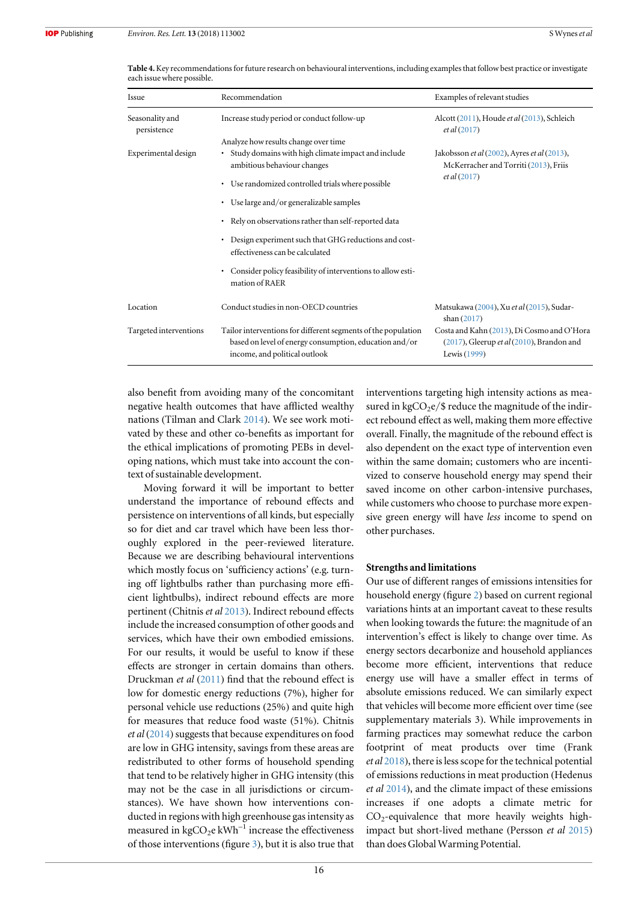**Table 4.** Key recommendations for future research on behavioural interventions, including examples that follow best practice or investigate each issue where possible.

| Issue | Recommendation | Examples of relevant studies |
|---|---|---|
| Seasonality and persistence | Increase study period or conduct follow-up<br>Analyze how results change over time | Alcott (2011), Houde *et al* (2013), Schleich *et al* (2017) |
| Experimental design | • Study domains with high climate impact and include ambitious behaviour changes<br>• Use randomized controlled trials where possible<br>• Use large and/or generalizable samples<br>• Rely on observations rather than self-reported data<br>• Design experiment such that GHG reductions and cost-effectiveness can be calculated<br>• Consider policy feasibility of interventions to allow estimation of RAER | Jakobsson *et al* (2002), Ayres *et al* (2013), McKerracher and Torriti (2013), Friis *et al* (2017) |
| Location | Conduct studies in non-OECD countries | Matsukawa (2004), Xu *et al* (2015), Sudarshan (2017) |
| Targeted interventions | Tailor interventions for different segments of the population based on level of energy consumption, education and/or income, and political outlook | Costa and Kahn (2013), Di Cosmo and O'Hora (2017), Gleerup *et al* (2010), Brandon and Lewis (1999) |

also benefit from avoiding many of the concomitant negative health outcomes that have afflicted wealthy nations (Tilman and Clark 2014). We see work motivated by these and other co-benefits as important for the ethical implications of promoting PEBs in developing nations, which must take into account the context of sustainable development.

Moving forward it will be important to better understand the importance of rebound effects and persistence on interventions of all kinds, but especially so for diet and car travel which have been less thoroughly explored in the peer-reviewed literature. Because we are describing behavioural interventions which mostly focus on 'sufficiency actions' (e.g. turning off lightbulbs rather than purchasing more efficient lightbulbs), indirect rebound effects are more pertinent (Chitnis *et al* 2013). Indirect rebound effects include the increased consumption of other goods and services, which have their own embodied emissions. For our results, it would be useful to know if these effects are stronger in certain domains than others. Druckman *et al* (2011) find that the rebound effect is low for domestic energy reductions (7%), higher for personal vehicle use reductions (25%) and quite high for measures that reduce food waste (51%). Chitnis *et al* (2014) suggests that because expenditures on food are low in GHG intensity, savings from these areas are redistributed to other forms of household spending that tend to be relatively higher in GHG intensity (this may not be the case in all jurisdictions or circumstances). We have shown how interventions conducted in regions with high greenhouse gas intensity as measured in kg$CO_2$e $kWh^{-1}$ increase the effectiveness of those interventions (figure 3), but it is also true that interventions targeting high intensity actions as measured in kg$CO_2$e/\$ reduce the magnitude of the indirect rebound effect as well, making them more effective overall. Finally, the magnitude of the rebound effect is also dependent on the exact type of intervention even within the same domain; customers who are incentivized to conserve household energy may spend their saved income on other carbon-intensive purchases, while customers who choose to purchase more expensive green energy will have *less* income to spend on other purchases.

## Strengths and limitations

Our use of different ranges of emissions intensities for household energy (figure 2) based on current regional variations hints at an important caveat to these results when looking towards the future: the magnitude of an intervention's effect is likely to change over time. As energy sectors decarbonize and household appliances become more efficient, interventions that reduce energy use will have a smaller effect in terms of absolute emissions reduced. We can similarly expect that vehicles will become more efficient over time (see supplementary materials 3). While improvements in farming practices may somewhat reduce the carbon footprint of meat products over time (Frank *et al* 2018), there is less scope for the technical potential of emissions reductions in meat production (Hedenus *et al* 2014), and the climate impact of these emissions increases if one adopts a climate metric for $CO_2$-equivalence that more heavily weights high-impact but short-lived methane (Persson *et al* 2015) than does Global Warming Potential.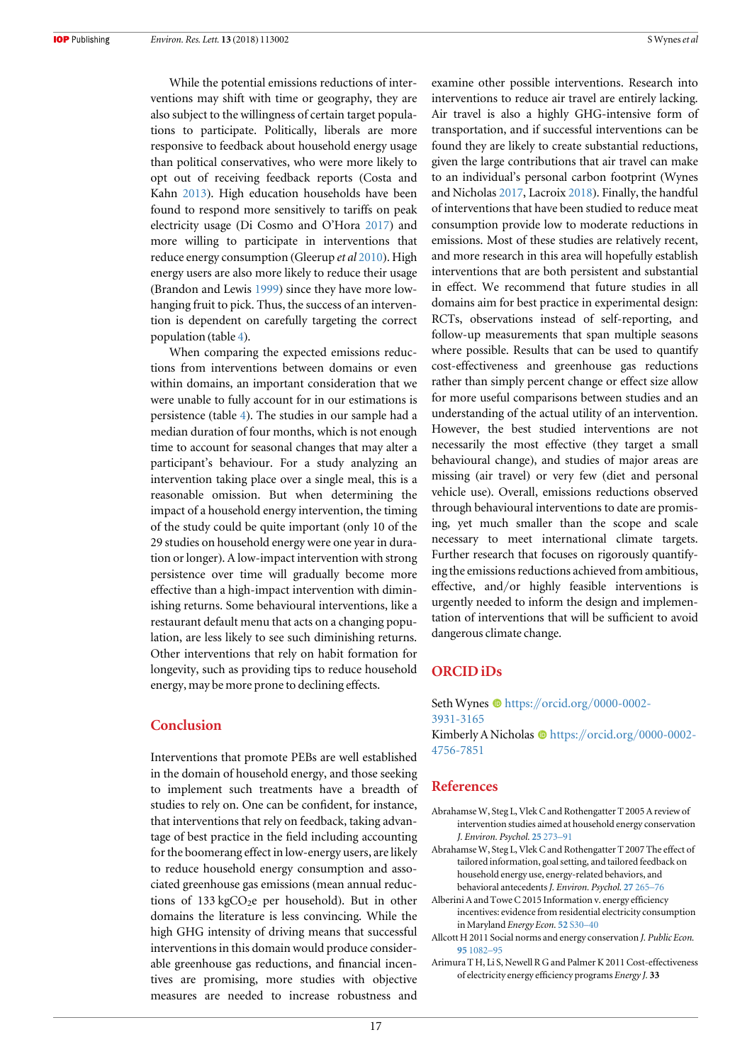While the potential emissions reductions of interventions may shift with time or geography, they are also subject to the willingness of certain target populations to participate. Politically, liberals are more responsive to feedback about household energy usage than political conservatives, who were more likely to opt out of receiving feedback reports (Costa and Kahn 2013). High education households have been found to respond more sensitively to tariffs on peak electricity usage (Di Cosmo and O'Hora 2017) and more willing to participate in interventions that reduce energy consumption (Gleerup *et al* 2010). High energy users are also more likely to reduce their usage (Brandon and Lewis 1999) since they have more low-hanging fruit to pick. Thus, the success of an intervention is dependent on carefully targeting the correct population (table 4).

When comparing the expected emissions reductions from interventions between domains or even within domains, an important consideration that we were unable to fully account for in our estimations is persistence (table 4). The studies in our sample had a median duration of four months, which is not enough time to account for seasonal changes that may alter a participant's behaviour. For a study analyzing an intervention taking place over a single meal, this is a reasonable omission. But when determining the impact of a household energy intervention, the timing of the study could be quite important (only 10 of the 29 studies on household energy were one year in duration or longer). A low-impact intervention with strong persistence over time will gradually become more effective than a high-impact intervention with diminishing returns. Some behavioural interventions, like a restaurant default menu that acts on a changing population, are less likely to see such diminishing returns. Other interventions that rely on habit formation for longevity, such as providing tips to reduce household energy, may be more prone to declining effects.

## Conclusion

Interventions that promote PEBs are well established in the domain of household energy, and those seeking to implement such treatments have a breadth of studies to rely on. One can be confident, for instance, that interventions that rely on feedback, taking advantage of best practice in the field including accounting for the boomerang effect in low-energy users, are likely to reduce household energy consumption and associated greenhouse gas emissions (mean annual reductions of 133 $kgCO_2e$ per household). But in other domains the literature is less convincing. While the high GHG intensity of driving means that successful interventions in this domain would produce considerable greenhouse gas reductions, and financial incentives are promising, more studies with objective measures are needed to increase robustness and examine other possible interventions. Research into interventions to reduce air travel are entirely lacking. Air travel is also a highly GHG-intensive form of transportation, and if successful interventions can be found they are likely to create substantial reductions, given the large contributions that air travel can make to an individual's personal carbon footprint (Wynes and Nicholas 2017, Lacroix 2018). Finally, the handful of interventions that have been studied to reduce meat consumption provide low to moderate reductions in emissions. Most of these studies are relatively recent, and more research in this area will hopefully establish interventions that are both persistent and substantial in effect. We recommend that future studies in all domains aim for best practice in experimental design: RCTs, observations instead of self-reporting, and follow-up measurements that span multiple seasons where possible. Results that can be used to quantify cost-effectiveness and greenhouse gas reductions rather than simply percent change or effect size allow for more useful comparisons between studies and an understanding of the actual utility of an intervention. However, the best studied interventions are not necessarily the most effective (they target a small behavioural change), and studies of major areas are missing (air travel) or very few (diet and personal vehicle use). Overall, emissions reductions observed through behavioural interventions to date are promising, yet much smaller than the scope and scale necessary to meet international climate targets. Further research that focuses on rigorously quantifying the emissions reductions achieved from ambitious, effective, and/or highly feasible interventions is urgently needed to inform the design and implementation of interventions that will be sufficient to avoid dangerous climate change.

## ORCID iDs

Seth Wynes https://orcid.org/0000-0002-3931-3165
Kimberly A Nicholas https://orcid.org/0000-0002-4756-7851

## References

Abrahamse W, Steg L, Vlek C and Rothengatter T 2005 A review of intervention studies aimed at household energy conservation *J. Environ. Psychol.* **25** 273–91

Abrahamse W, Steg L, Vlek C and Rothengatter T 2007 The effect of tailored information, goal setting, and tailored feedback on household energy use, energy-related behaviors, and behavioral antecedents *J. Environ. Psychol.* **27** 265–76

Alberini A and Towe C 2015 Information v. energy efficiency incentives: evidence from residential electricity consumption in Maryland *Energy Econ.* **52** S30–40

Allcott H 2011 Social norms and energy conservation *J. Public Econ.* **95** 1082–95

Arimura T H, Li S, Newell R G and Palmer K 2011 Cost-effectiveness of electricity energy efficiency programs *Energy J.* **33**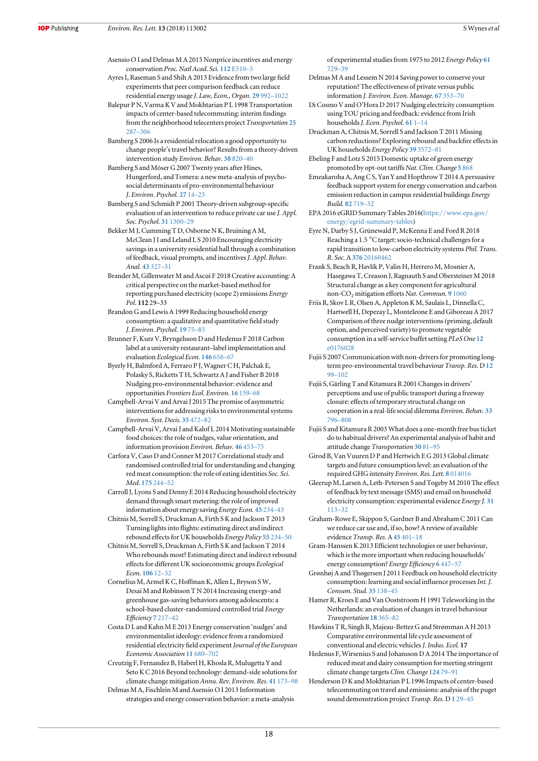Asensio O I and Delmas M A 2015 Nonprice incentives and energy conservation *Proc. Natl Acad. Sci.* **112** E510–5

Ayres I, Raseman S and Shih A 2013 Evidence from two large field experiments that peer comparison feedback can reduce residential energy usage *J. Law, Econ., Organ.* **29** 992–1022

Balepur P N, Varma K V and Mokhtarian P L 1998 Transportation impacts of center-based telecommuting: interim findings from the neighborhood telecenters project *Transportation* **25** 287–306

Bamberg S 2006 Is a residential relocation a good opportunity to change people's travel behavior? Results from a theory-driven intervention study *Environ. Behav.* **38** 820–40

Bamberg S and Möser G 2007 Twenty years after Hines, Hungerford, and Tomera: a new meta-analysis of psycho-social determinants of pro-environmental behaviour *J. Environ. Psychol.* **27** 14–25

Bamberg S and Schmidt P 2001 Theory-driven subgroup-specific evaluation of an intervention to reduce private car use *J. Appl. Soc. Psychol.* **31** 1300–29

Bekker M J, Cumming T D, Osborne N K, Bruining A M, McClean J I and Leland L S 2010 Encouraging electricity savings in a university residential hall through a combination of feedback, visual prompts, and incentives *J. Appl. Behav. Anal.* **43** 327–31

Brander M, Gillenwater M and Ascui F 2018 Creative accounting: A critical perspective on the market-based method for reporting purchased electricity (scope 2) emissions *Energy Pol.* **112** 29–33

Brandon G and Lewis A 1999 Reducing household energy consumption: a qualitative and quantitative field study *J. Environ. Psychol.* **19** 75–85

Brunner F, Kurz V, Bryngelsson D and Hedenus F 2018 Carbon label at a university restaurant–label implementation and evaluation *Ecological Econ.* **146** 658–67

Byerly H, Balmford A, Ferraro P J, Wagner C H, Palchak E, Polasky S, Ricketts T H, Schwartz A J and Fisher B 2018 Nudging pro-environmental behavior: evidence and opportunities *Frontiers Ecol. Environ.* **16** 159–68

Campbell-Arvai V and Arvai J 2015 The promise of asymmetric interventions for addressing risks to environmental systems *Environ. Syst. Decis.* **35** 472–82

Campbell-Arvai V, Arvai J and Kalof L 2014 Motivating sustainable food choices: the role of nudges, value orientation, and information provision *Environ. Behav.* **46** 453–75

Carfora V, Caso D and Conner M 2017 Correlational study and randomised controlled trial for understanding and changing red meat consumption: the role of eating identities *Soc. Sci. Med.* **175** 244–52

Carroll J, Lyons S and Denny E 2014 Reducing household electricity demand through smart metering: the role of improved information about energy saving *Energy Econ.* **45** 234–43

Chitnis M, Sorrell S, Druckman A, Firth S K and Jackson T 2013 Turning lights into flights: estimating direct and indirect rebound effects for UK households *Energy Policy* **55** 234–50

Chitnis M, Sorrell S, Druckman A, Firth S K and Jackson T 2014 Who rebounds most? Estimating direct and indirect rebound effects for different UK socioeconomic groups *Ecological Econ.* **106** 12–32

Cornelius M, Armel K C, Hoffman K, Allen L, Bryson S W, Desai M and Robinson T N 2014 Increasing energy-and greenhouse gas-saving behaviors among adolescents: a school-based cluster-randomized controlled trial *Energy Efficiency* **7** 217–42

Costa D L and Kahn M E 2013 Energy conservation 'nudges' and environmentalist ideology: evidence from a randomized residential electricity field experiment *Journal of the European Economic Association* **11** 680–702

Creutzig F, Fernandez B, Haberl H, Khosla R, Mulugetta Y and Seto K C 2016 Beyond technology: demand-side solutions for climate change mitigation *Annu. Rev. Environ. Res.* **41** 173–98

Delmas M A, Fischlein M and Asensio O I 2013 Information strategies and energy conservation behavior: a meta-analysis of experimental studies from 1975 to 2012 *Energy Policy* **61** 729–39

Delmas M A and Lessem N 2014 Saving power to conserve your reputation? The effectiveness of private versus public information *J. Environ. Econ. Manage.* **67** 353–70

Di Cosmo V and O'Hora D 2017 Nudging electricity consumption using TOU pricing and feedback: evidence from Irish households *J. Econ. Psychol.* **61** 1–14

Druckman A, Chitnis M, Sorrell S and Jackson T 2011 Missing carbon reductions? Exploring rebound and backfire effects in UK households *Energy Policy* **39** 3572–81

Ebeling F and Lotz S 2015 Domestic uptake of green energy promoted by opt-out tariffs *Nat. Clim. Change* **5** 868

Emeakaroha A, Ang C S, Yan Y and Hopthrow T 2014 A persuasive feedback support system for energy conservation and carbon emission reduction in campus residential buildings *Energy Build.* **82** 719–32

EPA 2016 eGRID Summary Tables 2016(https://www.epa.gov/energy/egrid-summary-tables)

Eyre N, Darby S J, Grünewald P, McKenna E and Ford R 2018 Reaching a 1.5 °C target: socio-technical challenges for a rapid transition to low-carbon electricity systems *Phil. Trans. R. Soc.* A **376** 20160462

Frank S, Beach R, Havlík P, Valin H, Herrero M, Mosnier A, Hasegawa T, Creason J, Ragnauth S and Obersteiner M 2018 Structural change as a key component for agricultural non-$CO_2$ mitigation efforts *Nat. Commun.* **9** 1060

Friis R, Skov L R, Olsen A, Appleton K M, Saulais L, Dinnella C, Hartwell H, Depezay L, Monteleone E and Giboreau A 2017 Comparison of three nudge interventions (priming, default option, and perceived variety) to promote vegetable consumption in a self-service buffet setting *PLoS One* **12** e0176028

Fujii S 2007 Communication with non-drivers for promoting long-term pro-environmental travel behaviour *Transp. Res.* D **12** 99–102

Fujii S, Gärling T and Kitamura R 2001 Changes in drivers' perceptions and use of public transport during a freeway closure: effects of temporary structural change on cooperation in a real-life social dilemma *Environ. Behav.* **33** 796–808

Fujii S and Kitamura R 2003 What does a one-month free bus ticket do to habitual drivers? An experimental analysis of habit and attitude change *Transportation* **30** 81–95

Girod B, Van Vuuren D P and Hertwich E G 2013 Global climate targets and future consumption level: an evaluation of the required GHG intensity *Environ. Res. Lett.* **8** 014016

Gleerup M, Larsen A, Leth-Petersen S and Togeby M 2010 The effect of feedback by text message (SMS) and email on household electricity consumption: experimental evidence *Energy J.* **31** 113–32

Graham-Rowe E, Skippon S, Gardner B and Abraham C 2011 Can we reduce car use and, if so, how? A review of available evidence *Transp. Res.* A **45** 401–18

Gram-Hanssen K 2013 Efficient technologies or user behaviour, which is the more important when reducing households' energy consumption? *Energy Efficiency* **6** 447–57

Grønhøj A and Thøgersen J 2011 Feedback on household electricity consumption: learning and social influence processes *Int. J. Consum. Stud.* **35** 138–45

Hamer R, Kroes E and Van Ooststroom H 1991 Teleworking in the Netherlands: an evaluation of changes in travel behaviour *Transportation* **18** 365–82

Hawkins T R, Singh B, Majeau-Bettez G and Strømman A H 2013 Comparative environmental life cycle assessment of conventional and electric vehicles *J. Indus. Ecol.* **17**

Hedenus F, Wirsenius S and Johansson D A 2014 The importance of reduced meat and dairy consumption for meeting stringent climate change targets *Clim. Change* **124** 79–91

Henderson D K and Mokhtarian P L 1996 Impacts of center-based telecommuting on travel and emissions: analysis of the puget sound demonstration project *Transp. Res.* D **1** 29–45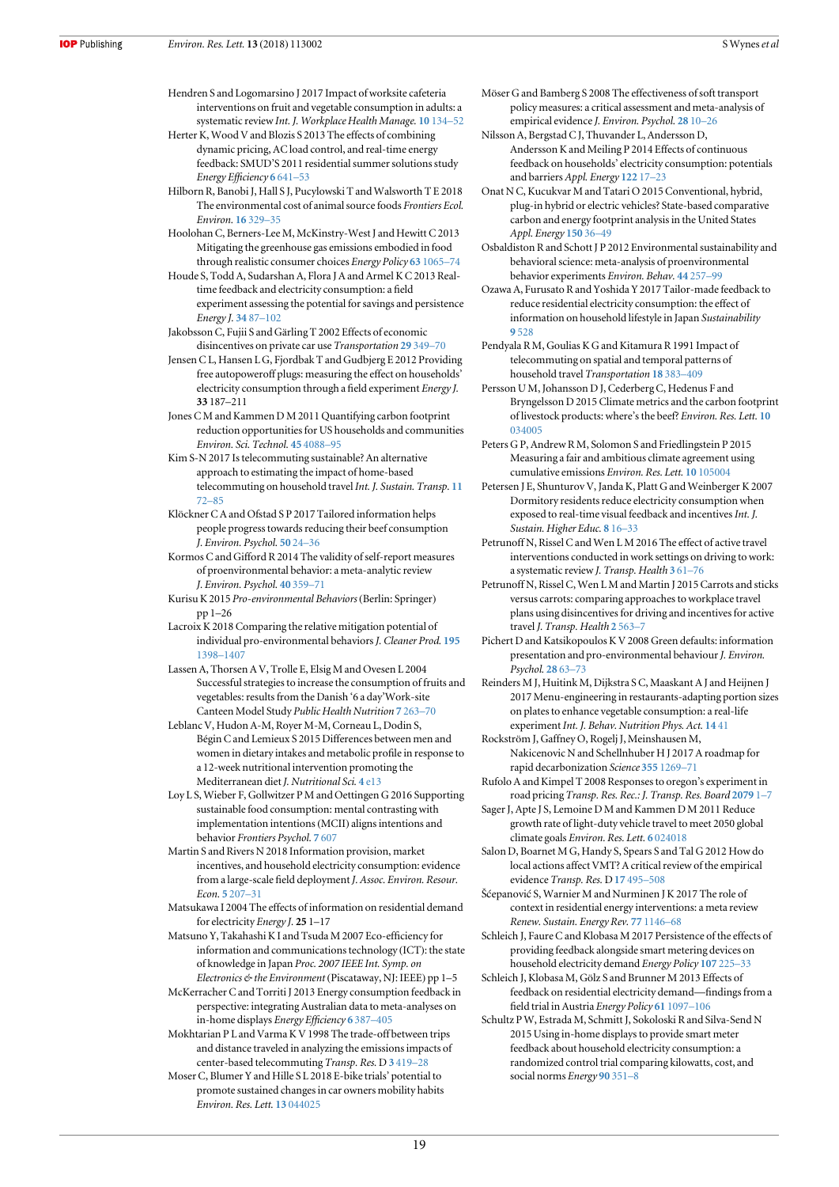Hendren S and Logomarsino J 2017 Impact of worksite cafeteria interventions on fruit and vegetable consumption in adults: a systematic review *Int. J. Workplace Health Manage.* **10** 134–52

Herter K, Wood V and Blozis S 2013 The effects of combining dynamic pricing, AC load control, and real-time energy feedback: SMUD'S 2011 residential summer solutions study *Energy Efficiency* **6** 641–53

Hilborn R, Banobi J, Hall S J, Pucylowski T and Walsworth T E 2018 The environmental cost of animal source foods *Frontiers Ecol. Environ.* **16** 329–35

Hoolohan C, Berners-Lee M, McKinstry-West J and Hewitt C 2013 Mitigating the greenhouse gas emissions embodied in food through realistic consumer choices *Energy Policy* **63** 1065–74

Houde S, Todd A, Sudarshan A, Flora J A and Armel K C 2013 Real-time feedback and electricity consumption: a field experiment assessing the potential for savings and persistence *Energy J.* **34** 87–102

Jakobsson C, Fujii S and Gärling T 2002 Effects of economic disincentives on private car use *Transportation* **29** 349–70

Jensen C L, Hansen L G, Fjordbak T and Gudbjerg E 2012 Providing free autopoweroff plugs: measuring the effect on households' electricity consumption through a field experiment *Energy J.* **33** 187–211

Jones C M and Kammen D M 2011 Quantifying carbon footprint reduction opportunities for US households and communities *Environ. Sci. Technol.* **45** 4088–95

Kim S-N 2017 Is telecommuting sustainable? An alternative approach to estimating the impact of home-based telecommuting on household travel *Int. J. Sustain. Transp.* **11** 72–85

Klöckner C A and Ofstad S P 2017 Tailored information helps people progress towards reducing their beef consumption *J. Environ. Psychol.* **50** 24–36

Kormos C and Gifford R 2014 The validity of self-report measures of proenvironmental behavior: a meta-analytic review *J. Environ. Psychol.* **40** 359–71

Kurisu K 2015 *Pro-environmental Behaviors* (Berlin: Springer) pp 1–26

Lacroix K 2018 Comparing the relative mitigation potential of individual pro-environmental behaviors *J. Cleaner Prod.* **195** 1398–1407

Lassen A, Thorsen A V, Trolle E, Elsig M and Ovesen L 2004 Successful strategies to increase the consumption of fruits and vegetables: results from the Danish '6 a day'Work-site Canteen Model Study *Public Health Nutrition* **7** 263–70

Leblanc V, Hudon A-M, Royer M-M, Corneau L, Dodin S, Bégin C and Lemieux S 2015 Differences between men and women in dietary intakes and metabolic profile in response to a 12-week nutritional intervention promoting the Mediterranean diet *J. Nutritional Sci.* **4** e13

Loy L S, Wieber F, Gollwitzer P M and Oettingen G 2016 Supporting sustainable food consumption: mental contrasting with implementation intentions (MCII) aligns intentions and behavior *Frontiers Psychol.* **7** 607

Martin S and Rivers N 2018 Information provision, market incentives, and household electricity consumption: evidence from a large-scale field deployment *J. Assoc. Environ. Resour. Econ.* **5** 207–31

Matsukawa I 2004 The effects of information on residential demand for electricity *Energy J.* **25** 1–17

Matsuno Y, Takahashi K I and Tsuda M 2007 Eco-efficiency for information and communications technology (ICT): the state of knowledge in Japan *Proc. 2007 IEEE Int. Symp. on Electronics & the Environment* (Piscataway, NJ: IEEE) pp 1–5

McKerracher C and Torriti J 2013 Energy consumption feedback in perspective: integrating Australian data to meta-analyses on in-home displays *Energy Efficiency* **6** 387–405

Mokhtarian P L and Varma K V 1998 The trade-off between trips and distance traveled in analyzing the emissions impacts of center-based telecommuting *Transp. Res.* D **3** 419–28

Moser C, Blumer Y and Hille S L 2018 E-bike trials' potential to promote sustained changes in car owners mobility habits *Environ. Res. Lett.* **13** 044025

Möser G and Bamberg S 2008 The effectiveness of soft transport policy measures: a critical assessment and meta-analysis of empirical evidence *J. Environ. Psychol.* **28** 10–26

Nilsson A, Bergstad C J, Thuvander L, Andersson D, Andersson K and Meiling P 2014 Effects of continuous feedback on households' electricity consumption: potentials and barriers *Appl. Energy* **122** 17–23

Onat N C, Kucukvar M and Tatari O 2015 Conventional, hybrid, plug-in hybrid or electric vehicles? State-based comparative carbon and energy footprint analysis in the United States *Appl. Energy* **150** 36–49

Osbaldiston R and Schott J P 2012 Environmental sustainability and behavioral science: meta-analysis of proenvironmental behavior experiments *Environ. Behav.* **44** 257–99

Ozawa A, Furusato R and Yoshida Y 2017 Tailor-made feedback to reduce residential electricity consumption: the effect of information on household lifestyle in Japan *Sustainability* **9** 528

Pendyala R M, Goulias K G and Kitamura R 1991 Impact of telecommuting on spatial and temporal patterns of household travel *Transportation* **18** 383–409

Persson U M, Johansson D J, Cederberg C, Hedenus F and Bryngelsson D 2015 Climate metrics and the carbon footprint of livestock products: where's the beef? *Environ. Res. Lett.* **10** 034005

Peters G P, Andrew R M, Solomon S and Friedlingstein P 2015 Measuring a fair and ambitious climate agreement using cumulative emissions *Environ. Res. Lett.* **10** 105004

Petersen J E, Shunturov V, Janda K, Platt G and Weinberger K 2007 Dormitory residents reduce electricity consumption when exposed to real-time visual feedback and incentives *Int. J. Sustain. Higher Educ.* **8** 16–33

Petrunoff N, Rissel C and Wen L M 2016 The effect of active travel interventions conducted in work settings on driving to work: a systematic review *J. Transp. Health* **3** 61–76

Petrunoff N, Rissel C, Wen L M and Martin J 2015 Carrots and sticks versus carrots: comparing approaches to workplace travel plans using disincentives for driving and incentives for active travel *J. Transp. Health* **2** 563–7

Pichert D and Katsikopoulos K V 2008 Green defaults: information presentation and pro-environmental behaviour *J. Environ. Psychol.* **28** 63–73

Reinders M J, Huitink M, Dijkstra S C, Maaskant A J and Heijnen J 2017 Menu-engineering in restaurants-adapting portion sizes on plates to enhance vegetable consumption: a real-life experiment *Int. J. Behav. Nutrition Phys. Act.* **14** 41

Rockström J, Gaffney O, Rogelj J, Meinshausen M, Nakicenovic N and Schellnhuber H J 2017 A roadmap for rapid decarbonization *Science* **355** 1269–71

Rufolo A and Kimpel T 2008 Responses to oregon's experiment in road pricing *Transp. Res. Rec.: J. Transp. Res. Board* **2079** 1–7

Sager J, Apte J S, Lemoine D M and Kammen D M 2011 Reduce growth rate of light-duty vehicle travel to meet 2050 global climate goals *Environ. Res. Lett.* **6** 024018

Salon D, Boarnet M G, Handy S, Spears S and Tal G 2012 How do local actions affect VMT? A critical review of the empirical evidence *Transp. Res.* D **17** 495–508

Šćepanović S, Warnier M and Nurminen J K 2017 The role of context in residential energy interventions: a meta review *Renew. Sustain. Energy Rev.* **77** 1146–68

Schleich J, Faure C and Klobasa M 2017 Persistence of the effects of providing feedback alongside smart metering devices on household electricity demand *Energy Policy* **107** 225–33

Schleich J, Klobasa M, Gölz S and Brunner M 2013 Effects of feedback on residential electricity demand—findings from a field trial in Austria *Energy Policy* **61** 1097–106

Schultz P W, Estrada M, Schmitt J, Sokoloski R and Silva-Send N 2015 Using in-home displays to provide smart meter feedback about household electricity consumption: a randomized control trial comparing kilowatts, cost, and social norms *Energy* **90** 351–8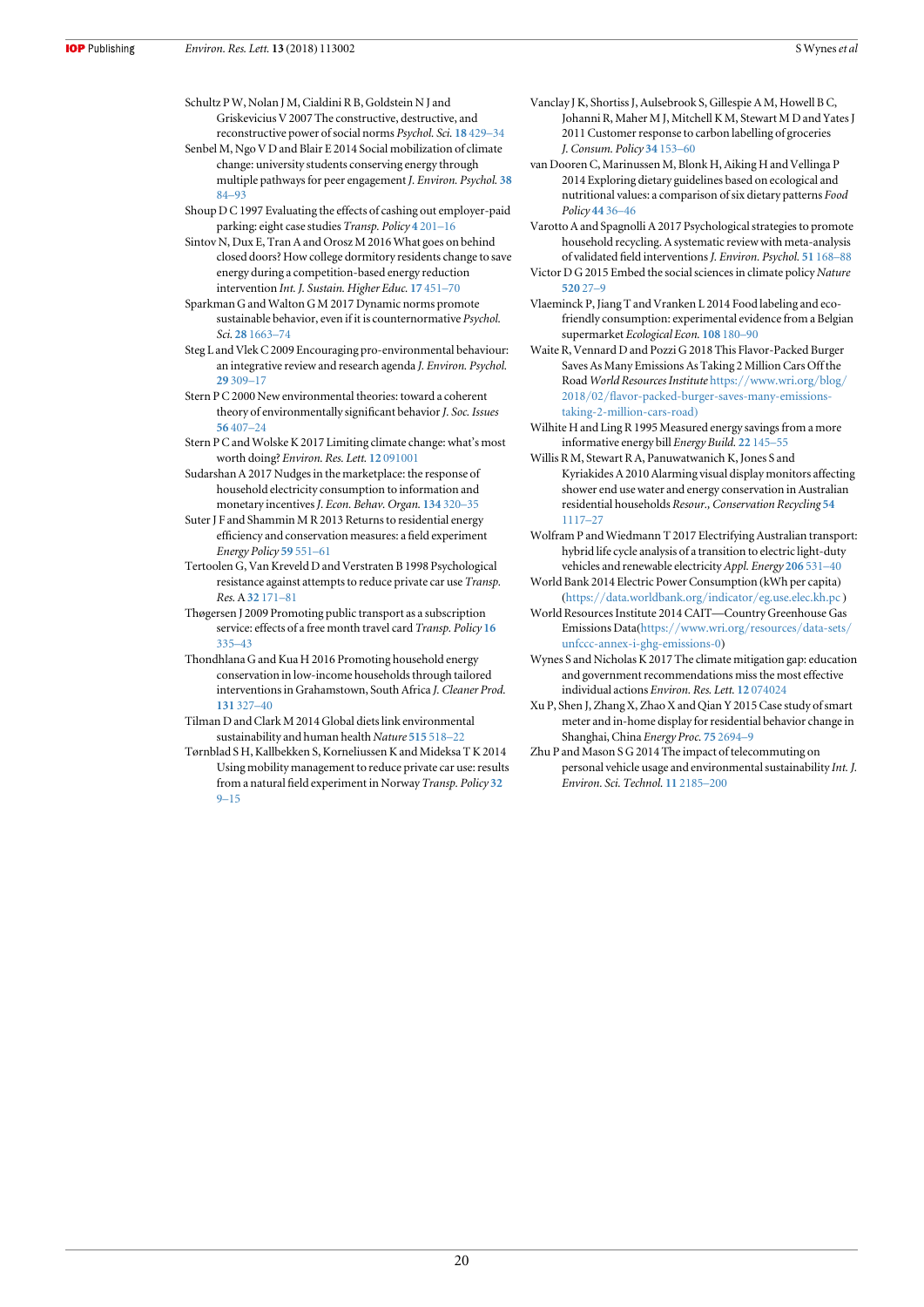Schultz P W, Nolan J M, Cialdini R B, Goldstein N J and Griskevicius V 2007 The constructive, destructive, and reconstructive power of social norms *Psychol. Sci.* **18** 429–34

Senbel M, Ngo V D and Blair E 2014 Social mobilization of climate change: university students conserving energy through multiple pathways for peer engagement *J. Environ. Psychol.* **38** 84–93

Shoup D C 1997 Evaluating the effects of cashing out employer-paid parking: eight case studies *Transp. Policy* **4** 201–16

Sintov N, Dux E, Tran A and Orosz M 2016 What goes on behind closed doors? How college dormitory residents change to save energy during a competition-based energy reduction intervention *Int. J. Sustain. Higher Educ.* **17** 451–70

Sparkman G and Walton G M 2017 Dynamic norms promote sustainable behavior, even if it is counternormative *Psychol. Sci.* **28** 1663–74

Steg L and Vlek C 2009 Encouraging pro-environmental behaviour: an integrative review and research agenda *J. Environ. Psychol.* **29** 309–17

Stern P C 2000 New environmental theories: toward a coherent theory of environmentally significant behavior *J. Soc. Issues* **56** 407–24

Stern P C and Wolske K 2017 Limiting climate change: what's most worth doing? *Environ. Res. Lett.* **12** 091001

Sudarshan A 2017 Nudges in the marketplace: the response of household electricity consumption to information and monetary incentives *J. Econ. Behav. Organ.* **134** 320–35

Suter J F and Shammin M R 2013 Returns to residential energy efficiency and conservation measures: a field experiment *Energy Policy* **59** 551–61

Tertoolen G, Van Kreveld D and Verstraten B 1998 Psychological resistance against attempts to reduce private car use *Transp. Res.* A **32** 171–81

Thøgersen J 2009 Promoting public transport as a subscription service: effects of a free month travel card *Transp. Policy* **16** 335–43

Thondhlana G and Kua H 2016 Promoting household energy conservation in low-income households through tailored interventions in Grahamstown, South Africa *J. Cleaner Prod.* **131** 327–40

Tilman D and Clark M 2014 Global diets link environmental sustainability and human health *Nature* **515** 518–22

Tørnblad S H, Kallbekken S, Korneliussen K and Mideksa T K 2014 Using mobility management to reduce private car use: results from a natural field experiment in Norway *Transp. Policy* **32** 9–15

Vanclay J K, Shortiss J, Aulsebrook S, Gillespie A M, Howell B C, Johanni R, Maher M J, Mitchell K M, Stewart M D and Yates J 2011 Customer response to carbon labelling of groceries *J. Consum. Policy* **34** 153–60

van Dooren C, Marinussen M, Blonk H, Aiking H and Vellinga P 2014 Exploring dietary guidelines based on ecological and nutritional values: a comparison of six dietary patterns *Food Policy* **44** 36–46

Varotto A and Spagnolli A 2017 Psychological strategies to promote household recycling. A systematic review with meta-analysis of validated field interventions *J. Environ. Psychol.* **51** 168–88

Victor D G 2015 Embed the social sciences in climate policy *Nature* **520** 27–9

Vlaeminck P, Jiang T and Vranken L 2014 Food labeling and eco-friendly consumption: experimental evidence from a Belgian supermarket *Ecological Econ.* **108** 180–90

Waite R, Vennard D and Pozzi G 2018 This Flavor-Packed Burger Saves As Many Emissions As Taking 2 Million Cars Off the Road *World Resources Institute* https://www.wri.org/blog/2018/02/flavor-packed-burger-saves-many-emissions-taking-2-million-cars-road)

Wilhite H and Ling R 1995 Measured energy savings from a more informative energy bill *Energy Build.* **22** 145–55

Willis R M, Stewart R A, Panuwatwanich K, Jones S and Kyriakides A 2010 Alarming visual display monitors affecting shower end use water and energy conservation in Australian residential households *Resour., Conservation Recycling* **54** 1117–27

Wolfram P and Wiedmann T 2017 Electrifying Australian transport: hybrid life cycle analysis of a transition to electric light-duty vehicles and renewable electricity *Appl. Energy* **206** 531–40

World Bank 2014 Electric Power Consumption (kWh per capita) (https://data.worldbank.org/indicator/eg.use.elec.kh.pc )

World Resources Institute 2014 CAIT—Country Greenhouse Gas Emissions Data(https://www.wri.org/resources/data-sets/unfccc-annex-i-ghg-emissions-0)

Wynes S and Nicholas K 2017 The climate mitigation gap: education and government recommendations miss the most effective individual actions *Environ. Res. Lett.* **12** 074024

Xu P, Shen J, Zhang X, Zhao X and Qian Y 2015 Case study of smart meter and in-home display for residential behavior change in Shanghai, China *Energy Proc.* **75** 2694–9

Zhu P and Mason S G 2014 The impact of telecommuting on personal vehicle usage and environmental sustainability *Int. J. Environ. Sci. Technol.* **11** 2185–200